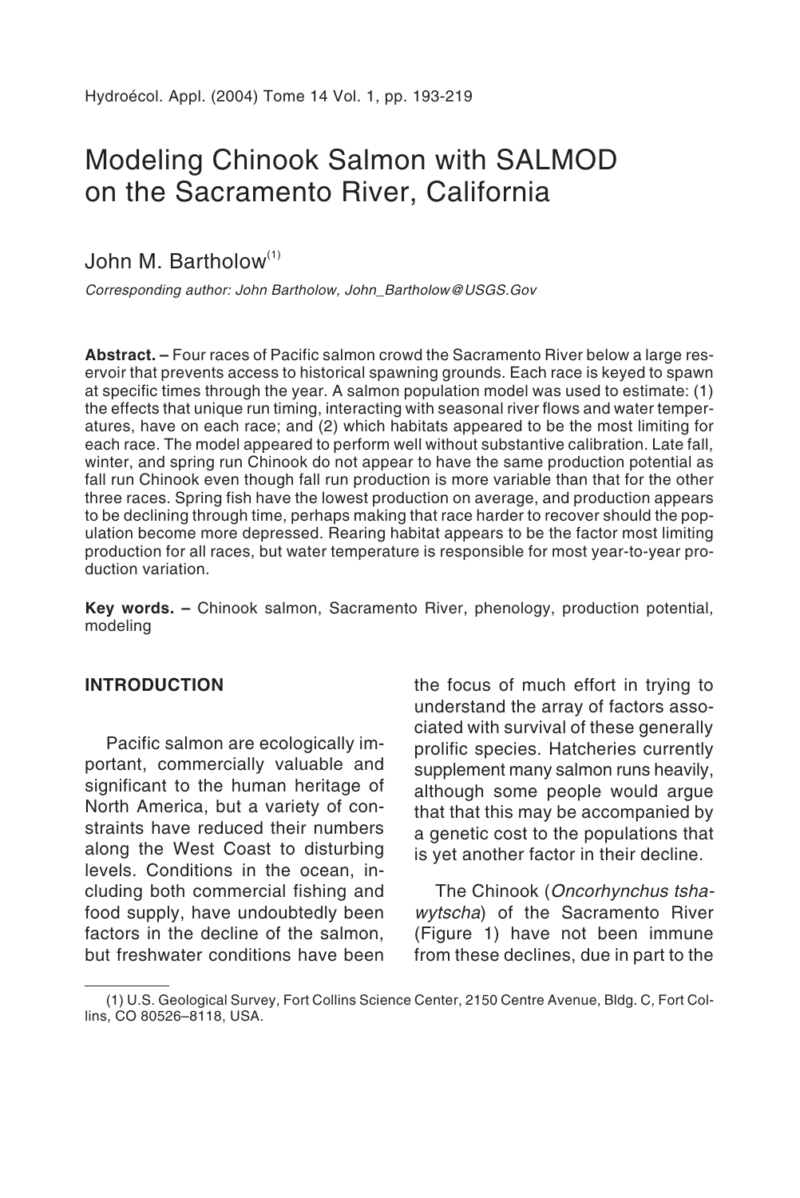# Modeling Chinook Salmon with SALMOD on the Sacramento River, California

John M. Bartholow[1]

*Corresponding author: John Bartholow, John_Bartholow@USGS.Gov*

**Abstract. –** Four races of Pacific salmon crowd the Sacramento River below a large reservoir that prevents access to historical spawning grounds. Each race is keyed to spawn at specific times through the year. A salmon population model was used to estimate: (1) the effects that unique run timing, interacting with seasonal river flows and water temperatures, have on each race; and (2) which habitats appeared to be the most limiting for each race. The model appeared to perform well without substantive calibration. Late fall, winter, and spring run Chinook do not appear to have the same production potential as fall run Chinook even though fall run production is more variable than that for the other three races. Spring fish have the lowest production on average, and production appears to be declining through time, perhaps making that race harder to recover should the population become more depressed. Rearing habitat appears to be the factor most limiting production for all races, but water temperature is responsible for most year-to-year production variation.

**Key words. –** Chinook salmon, Sacramento River, phenology, production potential, modeling

## INTRODUCTION

Pacific salmon are ecologically important, commercially valuable and significant to the human heritage of North America, but a variety of constraints have reduced their numbers along the West Coast to disturbing levels. Conditions in the ocean, including both commercial fishing and food supply, have undoubtedly been factors in the decline of the salmon, but freshwater conditions have been the focus of much effort in trying to understand the array of factors associated with survival of these generally prolific species. Hatcheries currently supplement many salmon runs heavily, although some people would argue that that this may be accompanied by a genetic cost to the populations that is yet another factor in their decline.

The Chinook (*Oncorhynchus tshawytscha*) of the Sacramento River (Figure 1) have not been immune from these declines, due in part to the

(1) U.S. Geological Survey, Fort Collins Science Center, 2150 Centre Avenue, Bldg. C, Fort Collins, CO 80526–8118, USA.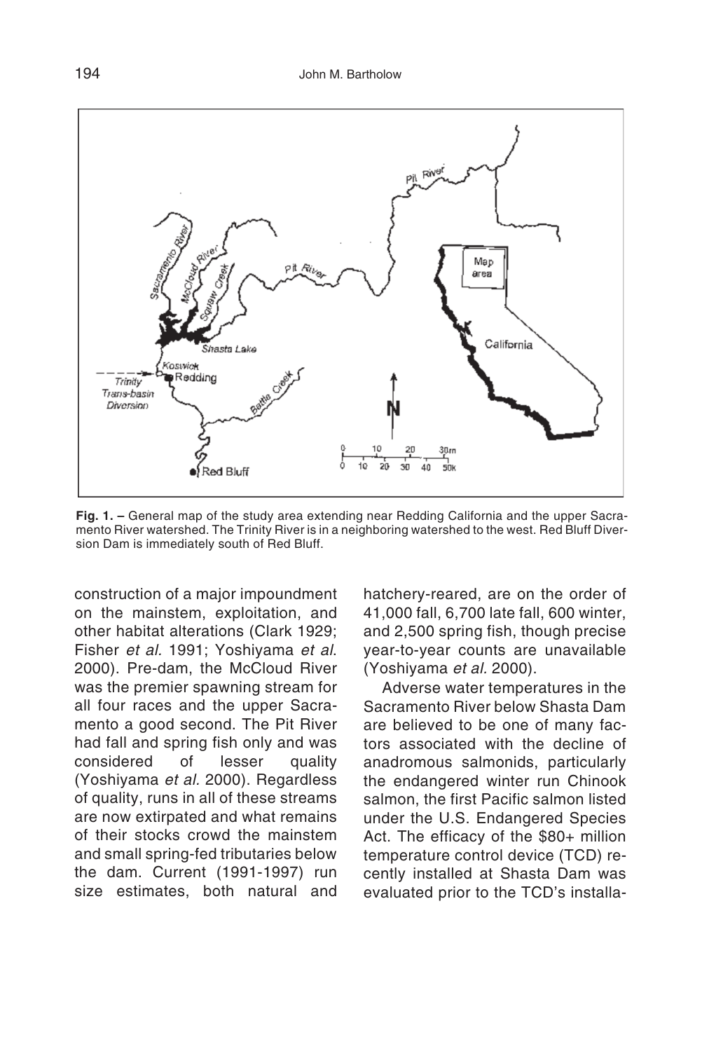**Fig. 1. –** General map of the study area extending near Redding California and the upper Sacramento River watershed. The Trinity River is in a neighboring watershed to the west. Red Bluff Diversion Dam is immediately south of Red Bluff.

construction of a major impoundment on the mainstem, exploitation, and other habitat alterations (Clark 1929; Fisher *et al.* 1991; Yoshiyama *et al.* 2000). Pre-dam, the McCloud River was the premier spawning stream for all four races and the upper Sacramento a good second. The Pit River had fall and spring fish only and was considered of lesser quality (Yoshiyama *et al.* 2000). Regardless of quality, runs in all of these streams are now extirpated and what remains of their stocks crowd the mainstem and small spring-fed tributaries below the dam. Current (1991-1997) run size estimates, both natural and hatchery-reared, are on the order of 41,000 fall, 6,700 late fall, 600 winter, and 2,500 spring fish, though precise year-to-year counts are unavailable (Yoshiyama *et al.* 2000).

Adverse water temperatures in the Sacramento River below Shasta Dam are believed to be one of many factors associated with the decline of anadromous salmonids, particularly the endangered winter run Chinook salmon, the first Pacific salmon listed under the U.S. Endangered Species Act. The efficacy of the $80+ million temperature control device (TCD) recently installed at Shasta Dam was evaluated prior to the TCD's installa-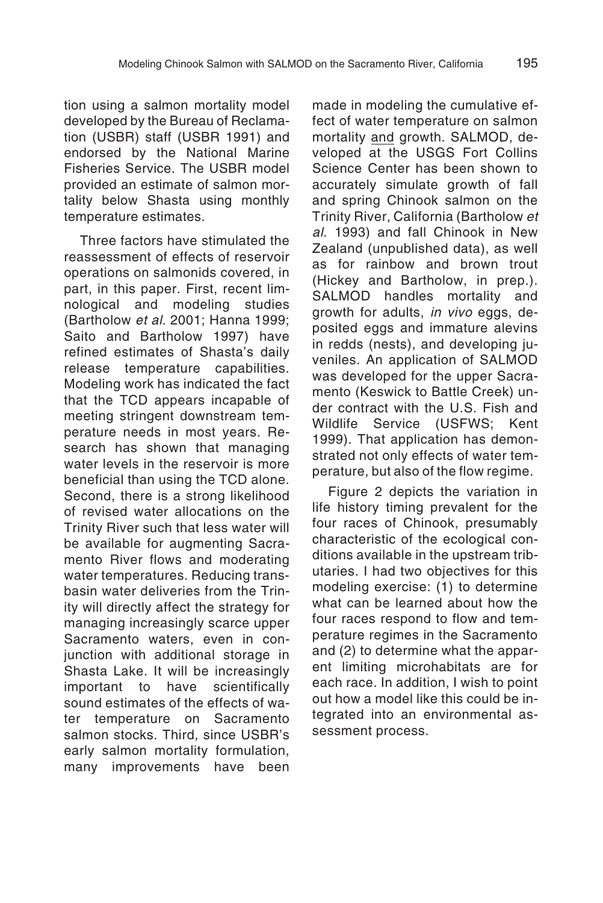tion using a salmon mortality model developed by the Bureau of Reclamation (USBR) staff (USBR 1991) and endorsed by the National Marine Fisheries Service. The USBR model provided an estimate of salmon mortality below Shasta using monthly temperature estimates.

Three factors have stimulated the reassessment of effects of reservoir operations on salmonids covered, in part, in this paper. First, recent limnological and modeling studies (Bartholow *et al*. 2001; Hanna 1999; Saito and Bartholow 1997) have refined estimates of Shasta's daily release temperature capabilities. Modeling work has indicated the fact that the TCD appears incapable of meeting stringent downstream temperature needs in most years. Research has shown that managing water levels in the reservoir is more beneficial than using the TCD alone. Second, there is a strong likelihood of revised water allocations on the Trinity River such that less water will be available for augmenting Sacramento River flows and moderating water temperatures. Reducing transbasin water deliveries from the Trinity will directly affect the strategy for managing increasingly scarce upper Sacramento waters, even in conjunction with additional storage in Shasta Lake. It will be increasingly important to have scientifically sound estimates of the effects of water temperature on Sacramento salmon stocks. Third, since USBR's early salmon mortality formulation, many improvements have been made in modeling the cumulative effect of water temperature on salmon mortality <u>and</u> growth. SALMOD, developed at the USGS Fort Collins Science Center has been shown to accurately simulate growth of fall and spring Chinook salmon on the Trinity River, California (Bartholow *et al*. 1993) and fall Chinook in New Zealand (unpublished data), as well as for rainbow and brown trout (Hickey and Bartholow, in prep.). SALMOD handles mortality and growth for adults, *in vivo* eggs, deposited eggs and immature alevins in redds (nests), and developing juveniles. An application of SALMOD was developed for the upper Sacramento (Keswick to Battle Creek) under contract with the U.S. Fish and Wildlife Service (USFWS; Kent 1999). That application has demonstrated not only effects of water temperature, but also of the flow regime.

Figure 2 depicts the variation in life history timing prevalent for the four races of Chinook, presumably characteristic of the ecological conditions available in the upstream tributaries. I had two objectives for this modeling exercise: (1) to determine what can be learned about how the four races respond to flow and temperature regimes in the Sacramento and (2) to determine what the apparent limiting microhabitats are for each race. In addition, I wish to point out how a model like this could be integrated into an environmental assessment process.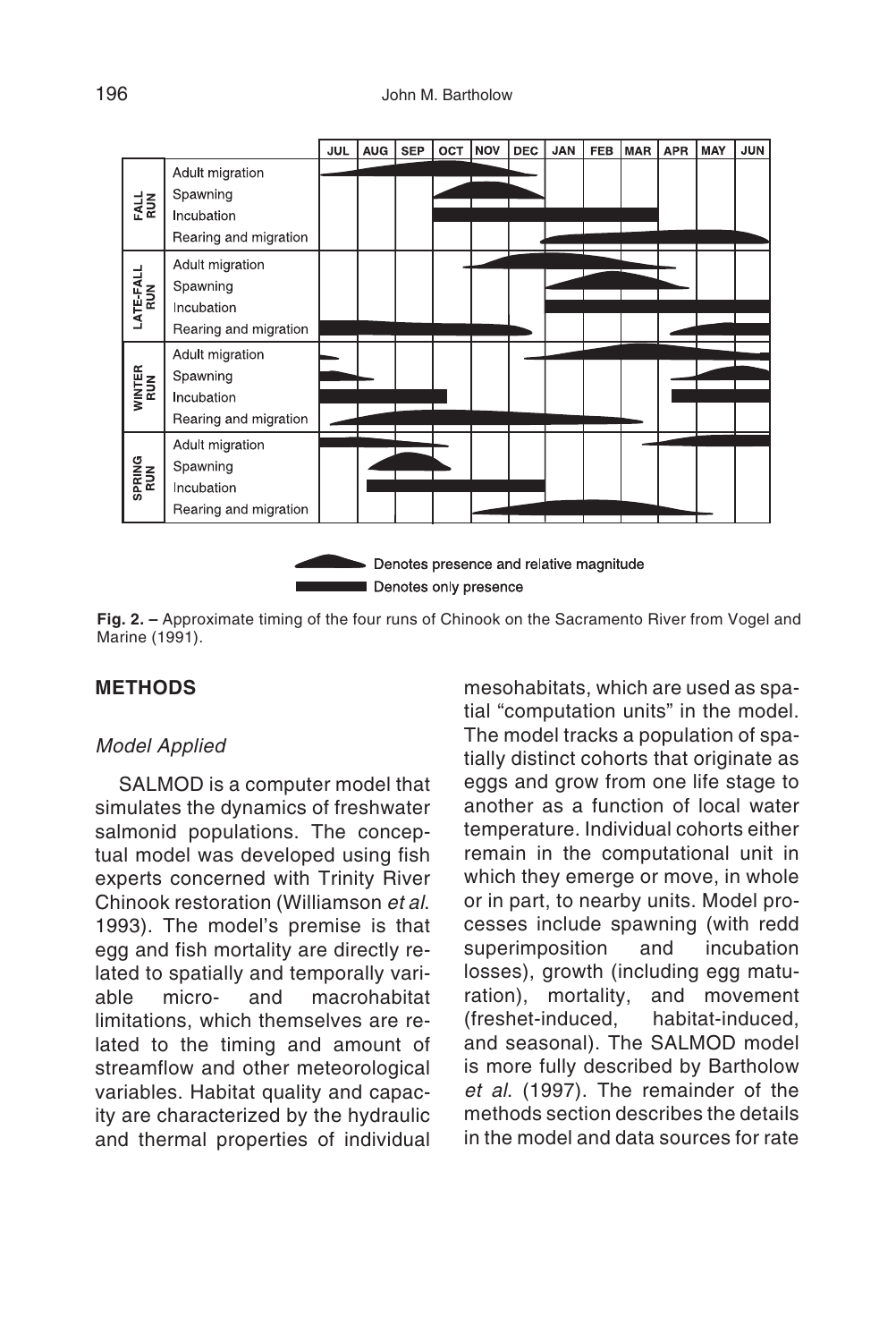Fig. 2. – Approximate timing of the four runs of Chinook on the Sacramento River from Vogel and Marine (1991).

## METHODS

### *Model Applied*

SALMOD is a computer model that simulates the dynamics of freshwater salmonid populations. The conceptual model was developed using fish experts concerned with Trinity River Chinook restoration (Williamson *et al*. 1993). The model's premise is that egg and fish mortality are directly related to spatially and temporally variable micro- and macrohabitat limitations, which themselves are related to the timing and amount of streamflow and other meteorological variables. Habitat quality and capacity are characterized by the hydraulic and thermal properties of individual mesohabitats, which are used as spatial "computation units" in the model. The model tracks a population of spatially distinct cohorts that originate as eggs and grow from one life stage to another as a function of local water temperature. Individual cohorts either remain in the computational unit in which they emerge or move, in whole or in part, to nearby units. Model processes include spawning (with redd superimposition and incubation losses), growth (including egg maturation), mortality, and movement (freshet-induced, habitat-induced, and seasonal). The SALMOD model is more fully described by Bartholow *et al*. (1997). The remainder of the methods section describes the details in the model and data sources for rate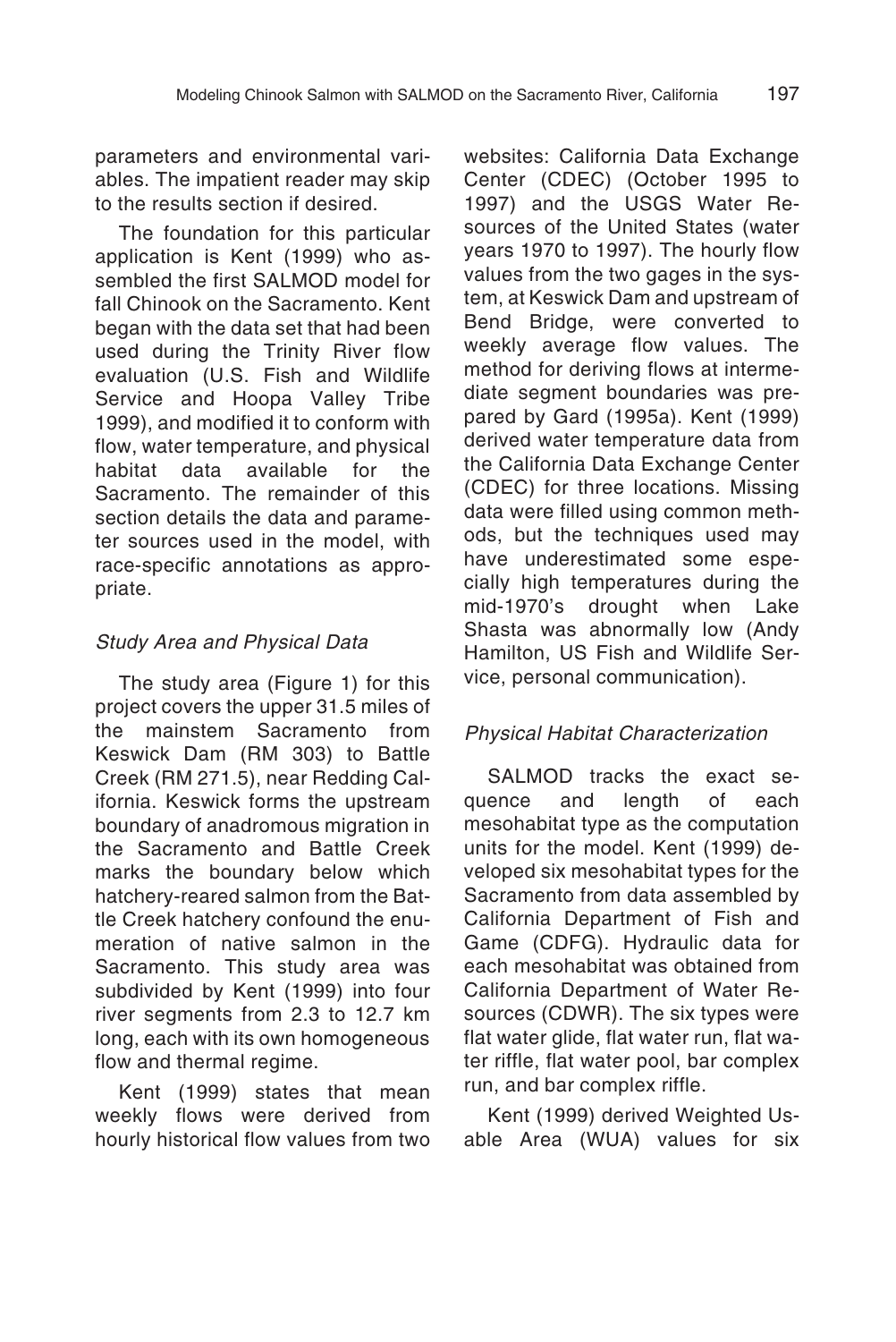parameters and environmental variables. The impatient reader may skip to the results section if desired.

The foundation for this particular application is Kent (1999) who assembled the first SALMOD model for fall Chinook on the Sacramento. Kent began with the data set that had been used during the Trinity River flow evaluation (U.S. Fish and Wildlife Service and Hoopa Valley Tribe 1999), and modified it to conform with flow, water temperature, and physical habitat data available for the Sacramento. The remainder of this section details the data and parameter sources used in the model, with race-specific annotations as appropriate.

### *Study Area and Physical Data*

The study area (Figure 1) for this project covers the upper 31.5 miles of the mainstem Sacramento from Keswick Dam (RM 303) to Battle Creek (RM 271.5), near Redding California. Keswick forms the upstream boundary of anadromous migration in the Sacramento and Battle Creek marks the boundary below which hatchery-reared salmon from the Battle Creek hatchery confound the enumeration of native salmon in the Sacramento. This study area was subdivided by Kent (1999) into four river segments from 2.3 to 12.7 km long, each with its own homogeneous flow and thermal regime.

Kent (1999) states that mean weekly flows were derived from hourly historical flow values from two websites: California Data Exchange Center (CDEC) (October 1995 to 1997) and the USGS Water Resources of the United States (water years 1970 to 1997). The hourly flow values from the two gages in the system, at Keswick Dam and upstream of Bend Bridge, were converted to weekly average flow values. The method for deriving flows at intermediate segment boundaries was prepared by Gard (1995a). Kent (1999) derived water temperature data from the California Data Exchange Center (CDEC) for three locations. Missing data were filled using common methods, but the techniques used may have underestimated some especially high temperatures during the mid-1970's drought when Lake Shasta was abnormally low (Andy Hamilton, US Fish and Wildlife Service, personal communication).

### *Physical Habitat Characterization*

SALMOD tracks the exact sequence and length of each mesohabitat type as the computation units for the model. Kent (1999) developed six mesohabitat types for the Sacramento from data assembled by California Department of Fish and Game (CDFG). Hydraulic data for each mesohabitat was obtained from California Department of Water Resources (CDWR). The six types were flat water glide, flat water run, flat water riffle, flat water pool, bar complex run, and bar complex riffle.

Kent (1999) derived Weighted Usable Area (WUA) values for six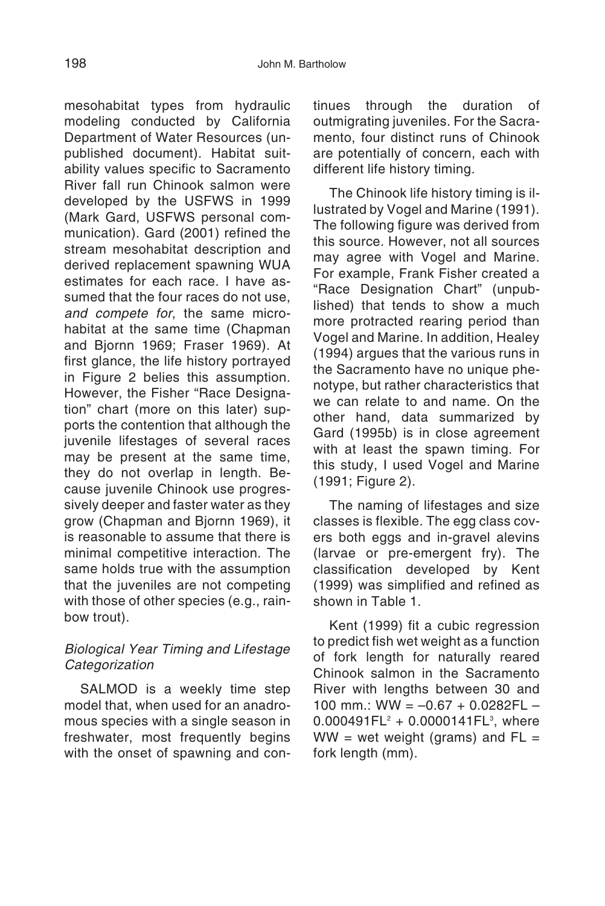mesohabitat types from hydraulic modeling conducted by California Department of Water Resources (unpublished document). Habitat suitability values specific to Sacramento River fall run Chinook salmon were developed by the USFWS in 1999 (Mark Gard, USFWS personal communication). Gard (2001) refined the stream mesohabitat description and derived replacement spawning WUA estimates for each race. I have assumed that the four races do not use, *and compete for*, the same microhabitat at the same time (Chapman and Bjornn 1969; Fraser 1969). At first glance, the life history portrayed in Figure 2 belies this assumption. However, the Fisher "Race Designation" chart (more on this later) supports the contention that although the juvenile lifestages of several races may be present at the same time, they do not overlap in length. Because juvenile Chinook use progressively deeper and faster water as they grow (Chapman and Bjornn 1969), it is reasonable to assume that there is minimal competitive interaction. The same holds true with the assumption that the juveniles are not competing with those of other species (e.g., rainbow trout).

### *Biological Year Timing and Lifestage Categorization*

SALMOD is a weekly time step model that, when used for an anadromous species with a single season in freshwater, most frequently begins with the onset of spawning and continues through the duration of outmigrating juveniles. For the Sacramento, four distinct runs of Chinook are potentially of concern, each with different life history timing.

The Chinook life history timing is illustrated by Vogel and Marine (1991). The following figure was derived from this source. However, not all sources may agree with Vogel and Marine. For example, Frank Fisher created a "Race Designation Chart" (unpublished) that tends to show a much more protracted rearing period than Vogel and Marine. In addition, Healey (1994) argues that the various runs in the Sacramento have no unique phenotype, but rather characteristics that we can relate to and name. On the other hand, data summarized by Gard (1995b) is in close agreement with at least the spawn timing. For this study, I used Vogel and Marine (1991; Figure 2).

The naming of lifestages and size classes is flexible. The egg class covers both eggs and in-gravel alevins (larvae or pre-emergent fry). The classification developed by Kent (1999) was simplified and refined as shown in Table 1.

Kent (1999) fit a cubic regression to predict fish wet weight as a function of fork length for naturally reared Chinook salmon in the Sacramento River with lengths between 30 and 100 mm.: $WW = -0.67 + 0.0282FL - 0.000491FL^2 + 0.0000141FL^3$, where $WW$ = wet weight (grams) and $FL$ = fork length (mm).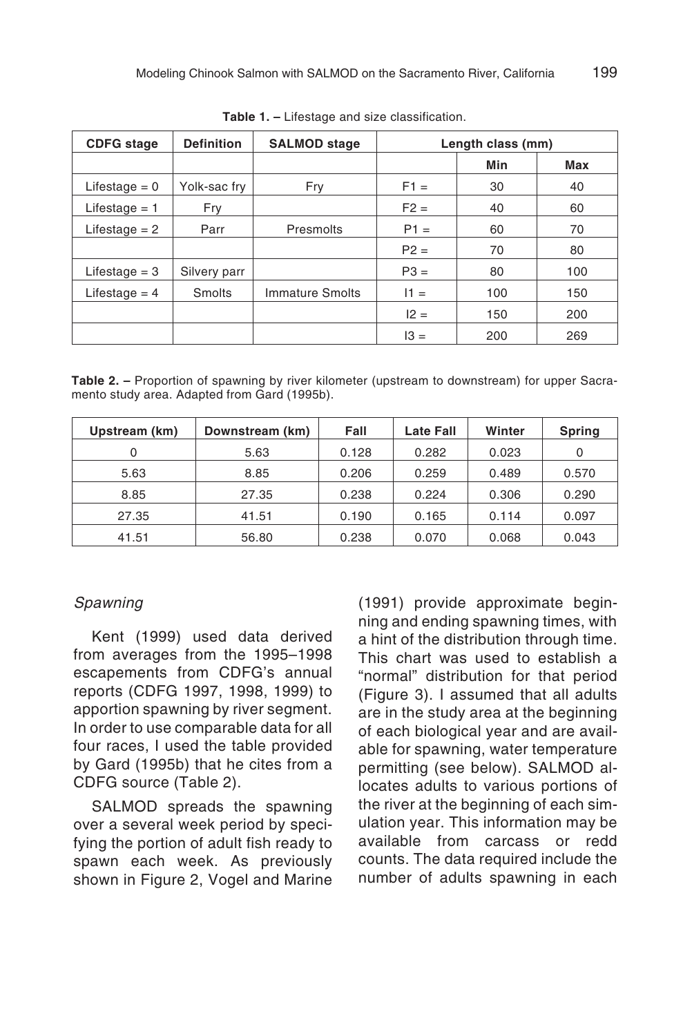**Table 1. –** Lifestage and size classification.

| CDFG stage | Definition | SALMOD stage | Length class (mm) | | |
|---|---|---|---|---|---|
| | | | | Min | Max |
| Lifestage = 0 | Yolk-sac fry | Fry | F1 = | 30 | 40 |
| Lifestage = 1 | Fry | | F2 = | 40 | 60 |
| Lifestage = 2 | Parr | Presmolts | P1 = | 60 | 70 |
| | | | P2 = | 70 | 80 |
| Lifestage = 3 | Silvery parr | | P3 = | 80 | 100 |
| Lifestage = 4 | Smolts | Immature Smolts | I1 = | 100 | 150 |
| | | | I2 = | 150 | 200 |
| | | | I3 = | 200 | 269 |

**Table 2. –** Proportion of spawning by river kilometer (upstream to downstream) for upper Sacramento study area. Adapted from Gard (1995b).

| Upstream (km) | Downstream (km) | Fall | Late Fall | Winter | Spring |
|---|---|---|---|---|---|
| 0 | 5.63 | 0.128 | 0.282 | 0.023 | 0 |
| 5.63 | 8.85 | 0.206 | 0.259 | 0.489 | 0.570 |
| 8.85 | 27.35 | 0.238 | 0.224 | 0.306 | 0.290 |
| 27.35 | 41.51 | 0.190 | 0.165 | 0.114 | 0.097 |
| 41.51 | 56.80 | 0.238 | 0.070 | 0.068 | 0.043 |

*Spawning*

Kent (1999) used data derived from averages from the 1995–1998 escapements from CDFG's annual reports (CDFG 1997, 1998, 1999) to apportion spawning by river segment. In order to use comparable data for all four races, I used the table provided by Gard (1995b) that he cites from a CDFG source (Table 2).

SALMOD spreads the spawning over a several week period by specifying the portion of adult fish ready to spawn each week. As previously shown in Figure 2, Vogel and Marine (1991) provide approximate beginning and ending spawning times, with a hint of the distribution through time. This chart was used to establish a "normal" distribution for that period (Figure 3). I assumed that all adults are in the study area at the beginning of each biological year and are available for spawning, water temperature permitting (see below). SALMOD allocates adults to various portions of the river at the beginning of each simulation year. This information may be available from carcass or redd counts. The data required include the number of adults spawning in each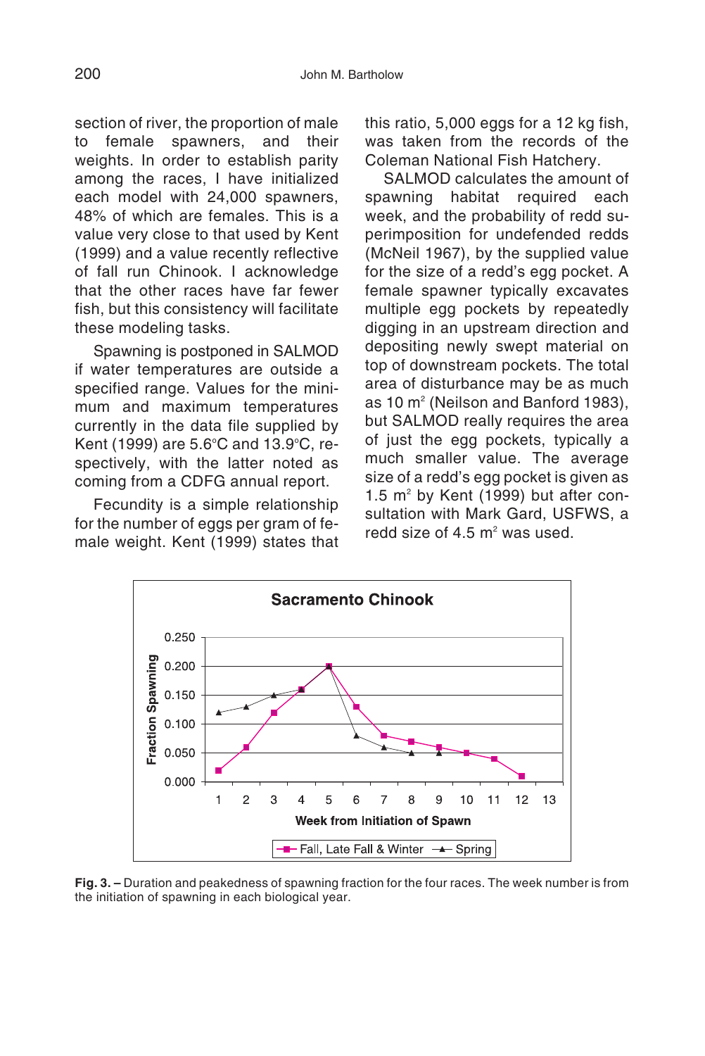section of river, the proportion of male to female spawners, and their weights. In order to establish parity among the races, I have initialized each model with 24,000 spawners, 48% of which are females. This is a value very close to that used by Kent (1999) and a value recently reflective of fall run Chinook. I acknowledge that the other races have far fewer fish, but this consistency will facilitate these modeling tasks.

Spawning is postponed in SALMOD if water temperatures are outside a specified range. Values for the minimum and maximum temperatures currently in the data file supplied by Kent (1999) are 5.6°C and 13.9°C, respectively, with the latter noted as coming from a CDFG annual report.

Fecundity is a simple relationship for the number of eggs per gram of female weight. Kent (1999) states that this ratio, 5,000 eggs for a 12 kg fish, was taken from the records of the Coleman National Fish Hatchery.

SALMOD calculates the amount of spawning habitat required each week, and the probability of redd superimposition for undefended redds (McNeil 1967), by the supplied value for the size of a redd's egg pocket. A female spawner typically excavates multiple egg pockets by repeatedly digging in an upstream direction and depositing newly swept material on top of downstream pockets. The total area of disturbance may be as much as 10 $m^2$ (Neilson and Banford 1983), but SALMOD really requires the area of just the egg pockets, typically a much smaller value. The average size of a redd's egg pocket is given as 1.5 $m^2$ by Kent (1999) but after consultation with Mark Gard, USFWS, a redd size of 4.5 $m^2$ was used.

**Fig. 3. –** Duration and peakedness of spawning fraction for the four races. The week number is from the initiation of spawning in each biological year.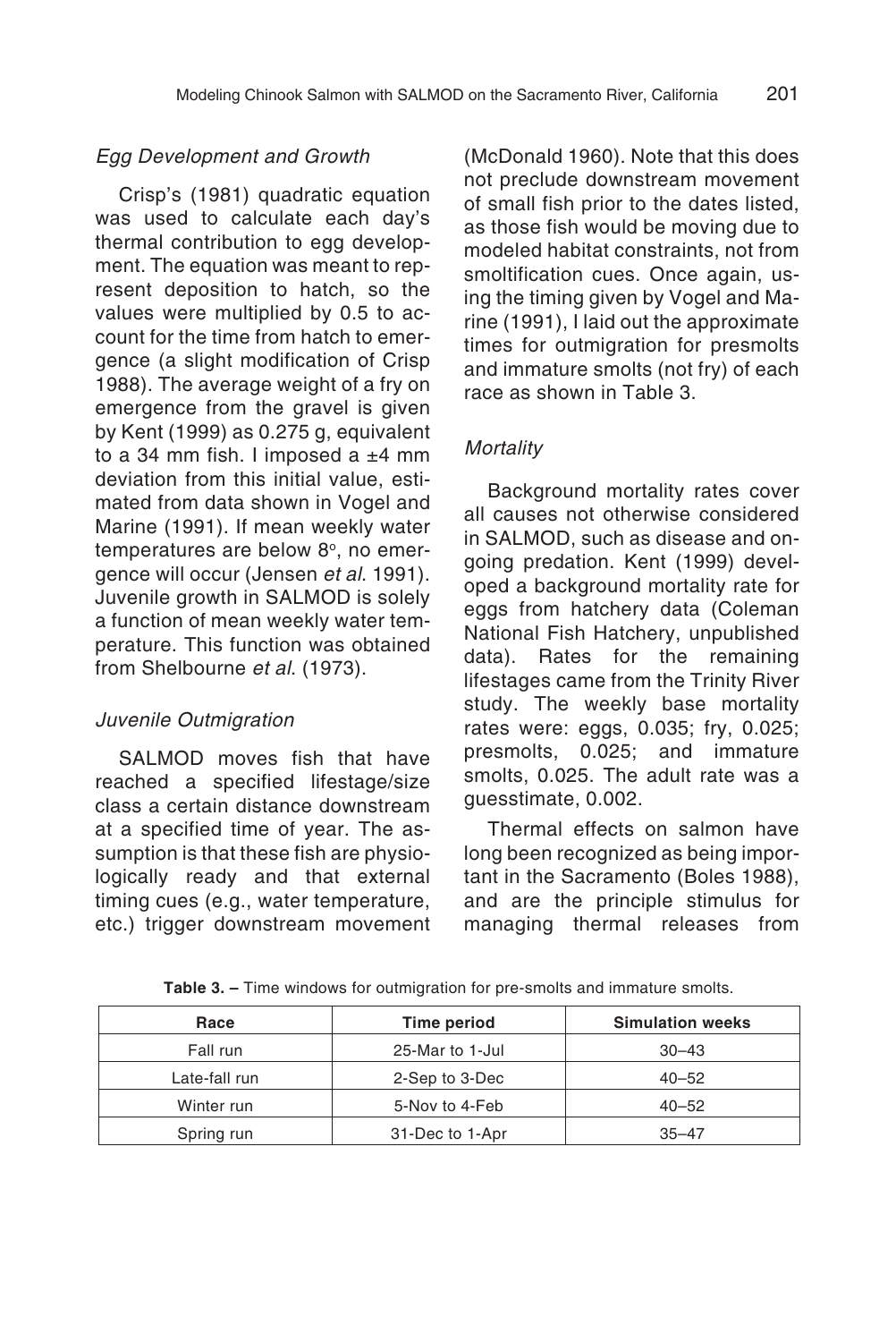### *Egg Development and Growth*

Crisp's (1981) quadratic equation was used to calculate each day's thermal contribution to egg development. The equation was meant to represent deposition to hatch, so the values were multiplied by 0.5 to account for the time from hatch to emergence (a slight modification of Crisp 1988). The average weight of a fry on emergence from the gravel is given by Kent (1999) as 0.275 g, equivalent to a 34 mm fish. I imposed a ±4 mm deviation from this initial value, estimated from data shown in Vogel and Marine (1991). If mean weekly water temperatures are below 8°, no emergence will occur (Jensen *et al*. 1991). Juvenile growth in SALMOD is solely a function of mean weekly water temperature. This function was obtained from Shelbourne *et al*. (1973).

### *Juvenile Outmigration*

SALMOD moves fish that have reached a specified lifestage/size class a certain distance downstream at a specified time of year. The assumption is that these fish are physiologically ready and that external timing cues (e.g., water temperature, etc.) trigger downstream movement (McDonald 1960). Note that this does not preclude downstream movement of small fish prior to the dates listed, as those fish would be moving due to modeled habitat constraints, not from smoltification cues. Once again, using the timing given by Vogel and Marine (1991), I laid out the approximate times for outmigration for presmolts and immature smolts (not fry) of each race as shown in Table 3.

### *Mortality*

Background mortality rates cover all causes not otherwise considered in SALMOD, such as disease and ongoing predation. Kent (1999) developed a background mortality rate for eggs from hatchery data (Coleman National Fish Hatchery, unpublished data). Rates for the remaining lifestages came from the Trinity River study. The weekly base mortality rates were: eggs, 0.035; fry, 0.025; presmolts, 0.025; and immature smolts, 0.025. The adult rate was a guesstimate, 0.002.

Thermal effects on salmon have long been recognized as being important in the Sacramento (Boles 1988), and are the principle stimulus for managing thermal releases from

**Table 3. –** Time windows for outmigration for pre-smolts and immature smolts.

| Race | Time period | Simulation weeks |
|---|---|---|
| Fall run | 25-Mar to 1-Jul | 30–43 |
| Late-fall run | 2-Sep to 3-Dec | 40–52 |
| Winter run | 5-Nov to 4-Feb | 40–52 |
| Spring run | 31-Dec to 1-Apr | 35–47 |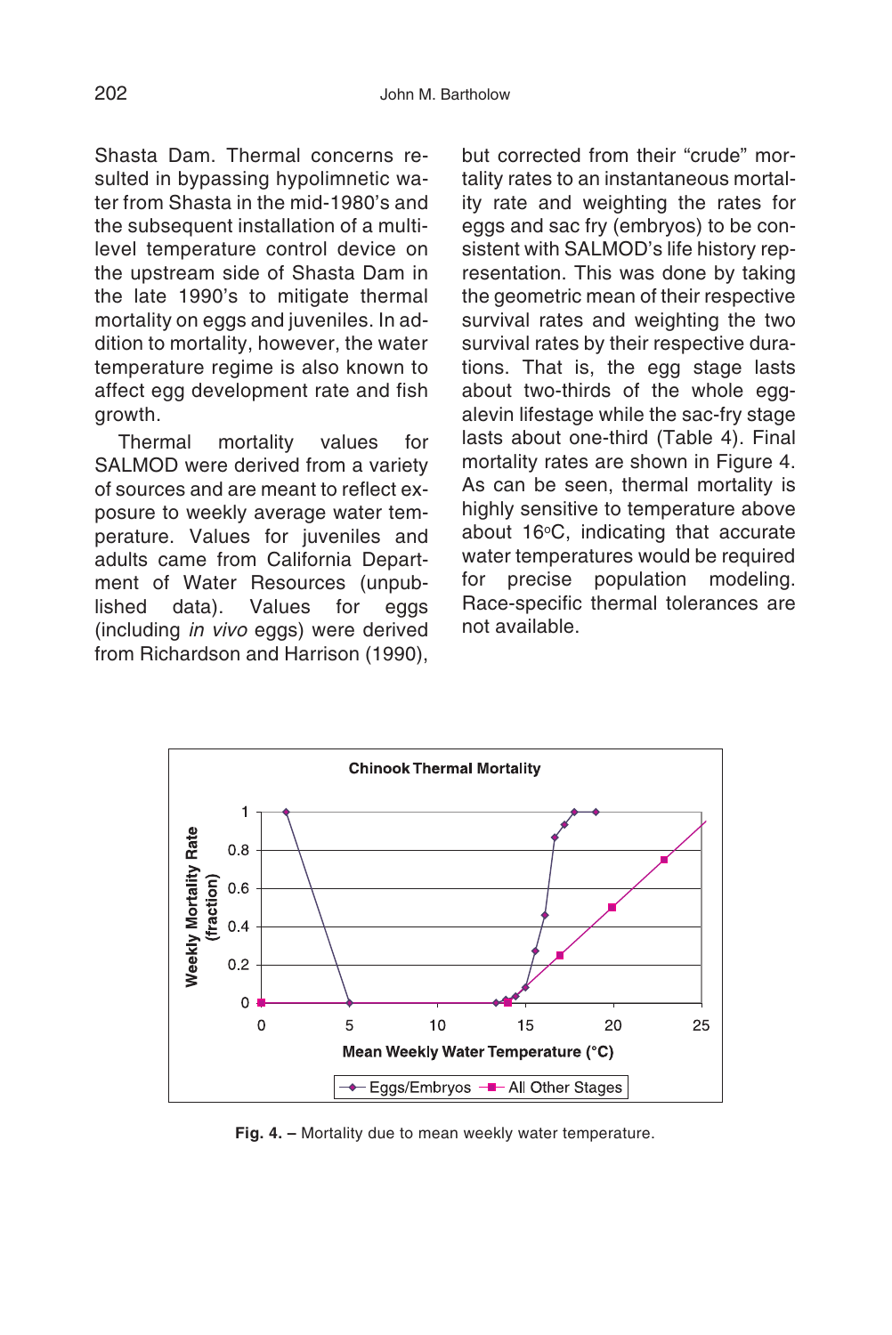Shasta Dam. Thermal concerns resulted in bypassing hypolimnetic water from Shasta in the mid-1980's and the subsequent installation of a multilevel temperature control device on the upstream side of Shasta Dam in the late 1990's to mitigate thermal mortality on eggs and juveniles. In addition to mortality, however, the water temperature regime is also known to affect egg development rate and fish growth.

Thermal mortality values for SALMOD were derived from a variety of sources and are meant to reflect exposure to weekly average water temperature. Values for juveniles and adults came from California Department of Water Resources (unpublished data). Values for eggs (including *in vivo* eggs) were derived from Richardson and Harrison (1990), but corrected from their "crude" mortality rates to an instantaneous mortality rate and weighting the rates for eggs and sac fry (embryos) to be consistent with SALMOD's life history representation. This was done by taking the geometric mean of their respective survival rates and weighting the two survival rates by their respective durations. That is, the egg stage lasts about two-thirds of the whole egg-alevin lifestage while the sac-fry stage lasts about one-third (Table 4). Final mortality rates are shown in Figure 4. As can be seen, thermal mortality is highly sensitive to temperature above about 16°C, indicating that accurate water temperatures would be required for precise population modeling. Race-specific thermal tolerances are not available.

**Fig. 4. –** Mortality due to mean weekly water temperature.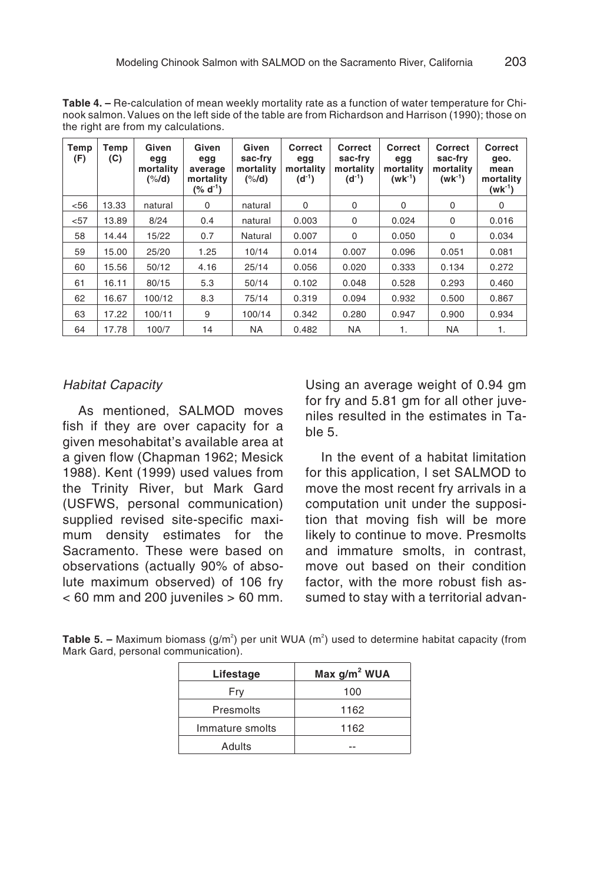**Table 4. –** Re-calculation of mean weekly mortality rate as a function of water temperature for Chinook salmon. Values on the left side of the table are from Richardson and Harrison (1990); those on the right are from my calculations.

| Temp (F) | Temp (C) | Given egg mortality (%/d) | Given egg average mortality (% $d^{-1}$) | Given sac-fry mortality (%/d) | Correct egg mortality ($d^{-1}$) | Correct sac-fry mortality ($d^{-1}$) | Correct egg mortality ($wk^{-1}$) | Correct sac-fry mortality ($wk^{-1}$) | Correct geo. mean mortality ($wk^{-1}$) |
|---|---|---|---|---|---|---|---|---|---|
| <56 | 13.33 | natural | 0 | natural | 0 | 0 | 0 | 0 | 0 |
| <57 | 13.89 | 8/24 | 0.4 | natural | 0.003 | 0 | 0.024 | 0 | 0.016 |
| 58 | 14.44 | 15/22 | 0.7 | Natural | 0.007 | 0 | 0.050 | 0 | 0.034 |
| 59 | 15.00 | 25/20 | 1.25 | 10/14 | 0.014 | 0.007 | 0.096 | 0.051 | 0.081 |
| 60 | 15.56 | 50/12 | 4.16 | 25/14 | 0.056 | 0.020 | 0.333 | 0.134 | 0.272 |
| 61 | 16.11 | 80/15 | 5.3 | 50/14 | 0.102 | 0.048 | 0.528 | 0.293 | 0.460 |
| 62 | 16.67 | 100/12 | 8.3 | 75/14 | 0.319 | 0.094 | 0.932 | 0.500 | 0.867 |
| 63 | 17.22 | 100/11 | 9 | 100/14 | 0.342 | 0.280 | 0.947 | 0.900 | 0.934 |
| 64 | 17.78 | 100/7 | 14 | NA | 0.482 | NA | 1. | NA | 1. |

### *Habitat Capacity*

As mentioned, SALMOD moves fish if they are over capacity for a given mesohabitat's available area at a given flow (Chapman 1962; Mesick 1988). Kent (1999) used values from the Trinity River, but Mark Gard (USFWS, personal communication) supplied revised site-specific maximum density estimates for the Sacramento. These were based on observations (actually 90% of absolute maximum observed) of 106 fry < 60 mm and 200 juveniles > 60 mm. Using an average weight of 0.94 gm for fry and 5.81 gm for all other juveniles resulted in the estimates in Table 5.

In the event of a habitat limitation for this application, I set SALMOD to move the most recent fry arrivals in a computation unit under the supposition that moving fish will be more likely to continue to move. Presmolts and immature smolts, in contrast, move out based on their condition factor, with the more robust fish assumed to stay with a territorial advan-

**Table 5. –** Maximum biomass (g/$m^2$) per unit WUA ($m^2$) used to determine habitat capacity (from Mark Gard, personal communication).

| Lifestage | Max g/$m^2$ WUA |
|---|---|
| Fry | 100 |
| Presmolts | 1162 |
| Immature smolts | 1162 |
| Adults | -- |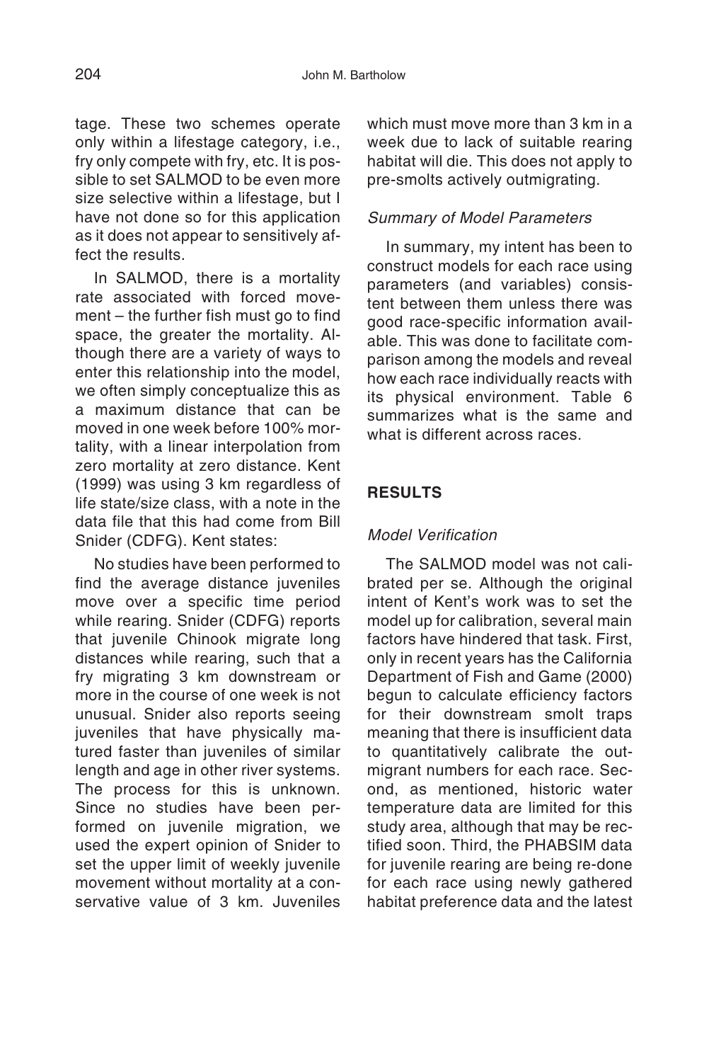tage. These two schemes operate only within a lifestage category, i.e., fry only compete with fry, etc. It is possible to set SALMOD to be even more size selective within a lifestage, but I have not done so for this application as it does not appear to sensitively affect the results.

In SALMOD, there is a mortality rate associated with forced movement – the further fish must go to find space, the greater the mortality. Although there are a variety of ways to enter this relationship into the model, we often simply conceptualize this as a maximum distance that can be moved in one week before 100% mortality, with a linear interpolation from zero mortality at zero distance. Kent (1999) was using 3 km regardless of life state/size class, with a note in the data file that this had come from Bill Snider (CDFG). Kent states:

No studies have been performed to find the average distance juveniles move over a specific time period while rearing. Snider (CDFG) reports that juvenile Chinook migrate long distances while rearing, such that a fry migrating 3 km downstream or more in the course of one week is not unusual. Snider also reports seeing juveniles that have physically matured faster than juveniles of similar length and age in other river systems. The process for this is unknown. Since no studies have been performed on juvenile migration, we used the expert opinion of Snider to set the upper limit of weekly juvenile movement without mortality at a conservative value of 3 km. Juveniles which must move more than 3 km in a week due to lack of suitable rearing habitat will die. This does not apply to pre-smolts actively outmigrating.

### *Summary of Model Parameters*

In summary, my intent has been to construct models for each race using parameters (and variables) consistent between them unless there was good race-specific information available. This was done to facilitate comparison among the models and reveal how each race individually reacts with its physical environment. Table 6 summarizes what is the same and what is different across races.

## RESULTS

### *Model Verification*

The SALMOD model was not calibrated per se. Although the original intent of Kent's work was to set the model up for calibration, several main factors have hindered that task. First, only in recent years has the California Department of Fish and Game (2000) begun to calculate efficiency factors for their downstream smolt traps meaning that there is insufficient data to quantitatively calibrate the outmigrant numbers for each race. Second, as mentioned, historic water temperature data are limited for this study area, although that may be rectified soon. Third, the PHABSIM data for juvenile rearing are being re-done for each race using newly gathered habitat preference data and the latest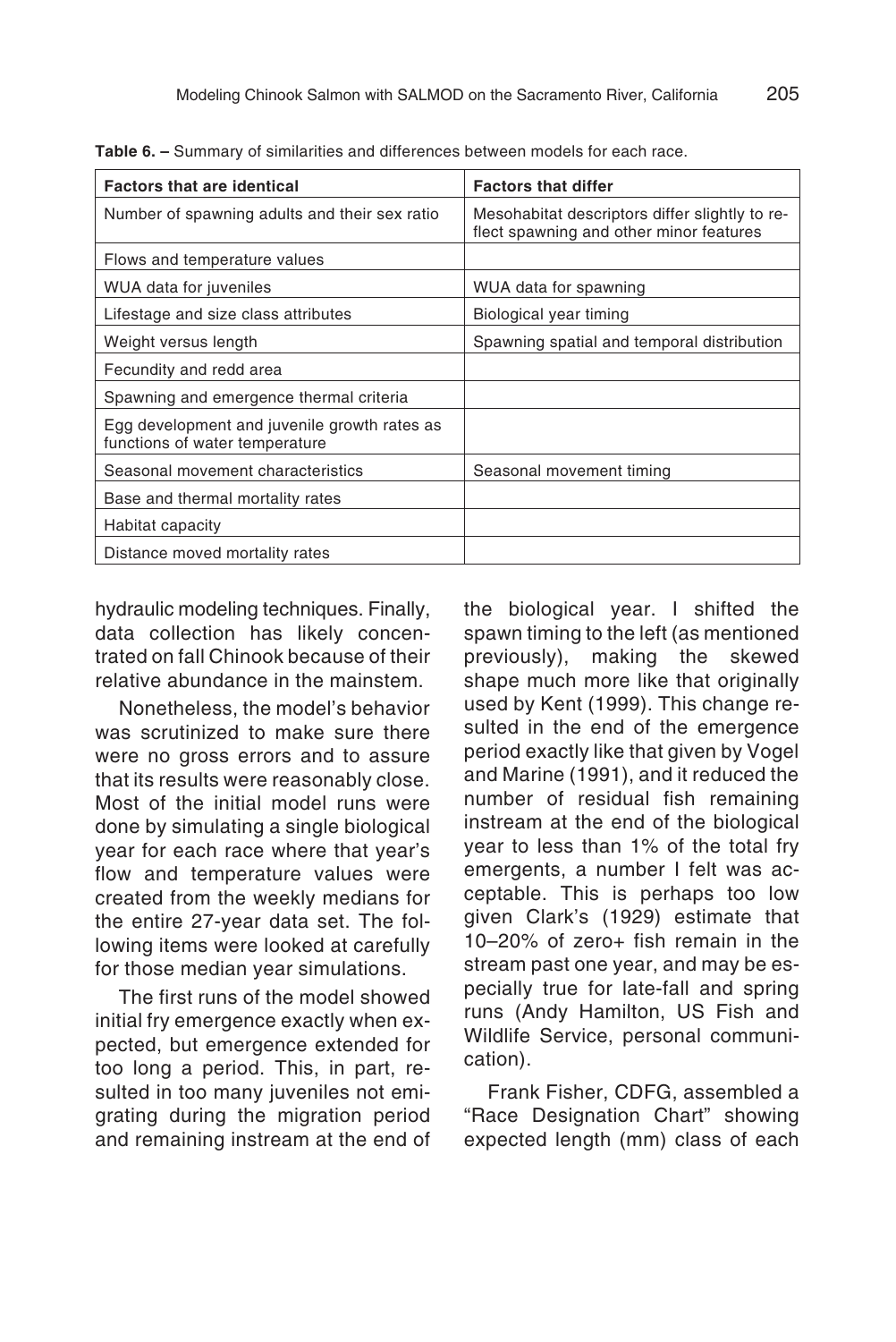**Table 6. –** Summary of similarities and differences between models for each race.

| Factors that are identical | Factors that differ |
| --- | --- |
| Number of spawning adults and their sex ratio | Mesohabitat descriptors differ slightly to reflect spawning and other minor features |
| Flows and temperature values | |
| WUA data for juveniles | WUA data for spawning |
| Lifestage and size class attributes | Biological year timing |
| Weight versus length | Spawning spatial and temporal distribution |
| Fecundity and redd area | |
| Spawning and emergence thermal criteria | |
| Egg development and juvenile growth rates as functions of water temperature | |
| Seasonal movement characteristics | Seasonal movement timing |
| Base and thermal mortality rates | |
| Habitat capacity | |
| Distance moved mortality rates | |

hydraulic modeling techniques. Finally, data collection has likely concentrated on fall Chinook because of their relative abundance in the mainstem.

Nonetheless, the model's behavior was scrutinized to make sure there were no gross errors and to assure that its results were reasonably close. Most of the initial model runs were done by simulating a single biological year for each race where that year's flow and temperature values were created from the weekly medians for the entire 27-year data set. The following items were looked at carefully for those median year simulations.

The first runs of the model showed initial fry emergence exactly when expected, but emergence extended for too long a period. This, in part, resulted in too many juveniles not emigrating during the migration period and remaining instream at the end of the biological year. I shifted the spawn timing to the left (as mentioned previously), making the skewed shape much more like that originally used by Kent (1999). This change resulted in the end of the emergence period exactly like that given by Vogel and Marine (1991), and it reduced the number of residual fish remaining instream at the end of the biological year to less than 1% of the total fry emergents, a number I felt was acceptable. This is perhaps too low given Clark's (1929) estimate that 10–20% of zero+ fish remain in the stream past one year, and may be especially true for late-fall and spring runs (Andy Hamilton, US Fish and Wildlife Service, personal communication).

Frank Fisher, CDFG, assembled a "Race Designation Chart" showing expected length (mm) class of each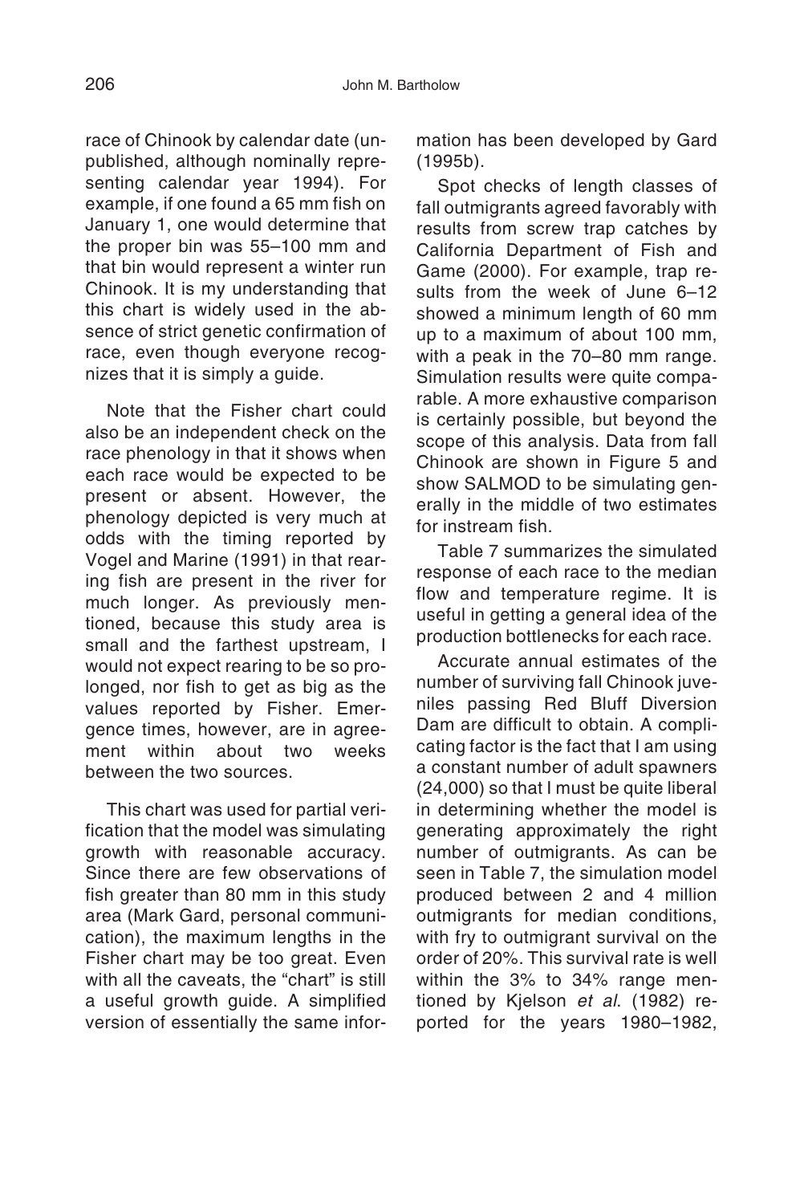race of Chinook by calendar date (unpublished, although nominally representing calendar year 1994). For example, if one found a 65 mm fish on January 1, one would determine that the proper bin was 55–100 mm and that bin would represent a winter run Chinook. It is my understanding that this chart is widely used in the absence of strict genetic confirmation of race, even though everyone recognizes that it is simply a guide.

Note that the Fisher chart could also be an independent check on the race phenology in that it shows when each race would be expected to be present or absent. However, the phenology depicted is very much at odds with the timing reported by Vogel and Marine (1991) in that rearing fish are present in the river for much longer. As previously mentioned, because this study area is small and the farthest upstream, I would not expect rearing to be so prolonged, nor fish to get as big as the values reported by Fisher. Emergence times, however, are in agreement within about two weeks between the two sources.

This chart was used for partial verification that the model was simulating growth with reasonable accuracy. Since there are few observations of fish greater than 80 mm in this study area (Mark Gard, personal communication), the maximum lengths in the Fisher chart may be too great. Even with all the caveats, the "chart" is still a useful growth guide. A simplified version of essentially the same information has been developed by Gard (1995b).

Spot checks of length classes of fall outmigrants agreed favorably with results from screw trap catches by California Department of Fish and Game (2000). For example, trap results from the week of June 6–12 showed a minimum length of 60 mm up to a maximum of about 100 mm, with a peak in the 70–80 mm range. Simulation results were quite comparable. A more exhaustive comparison is certainly possible, but beyond the scope of this analysis. Data from fall Chinook are shown in Figure 5 and show SALMOD to be simulating generally in the middle of two estimates for instream fish.

Table 7 summarizes the simulated response of each race to the median flow and temperature regime. It is useful in getting a general idea of the production bottlenecks for each race.

Accurate annual estimates of the number of surviving fall Chinook juveniles passing Red Bluff Diversion Dam are difficult to obtain. A complicating factor is the fact that I am using a constant number of adult spawners (24,000) so that I must be quite liberal in determining whether the model is generating approximately the right number of outmigrants. As can be seen in Table 7, the simulation model produced between 2 and 4 million outmigrants for median conditions, with fry to outmigrant survival on the order of 20%. This survival rate is well within the 3% to 34% range mentioned by Kjelson *et al.* (1982) reported for the years 1980–1982,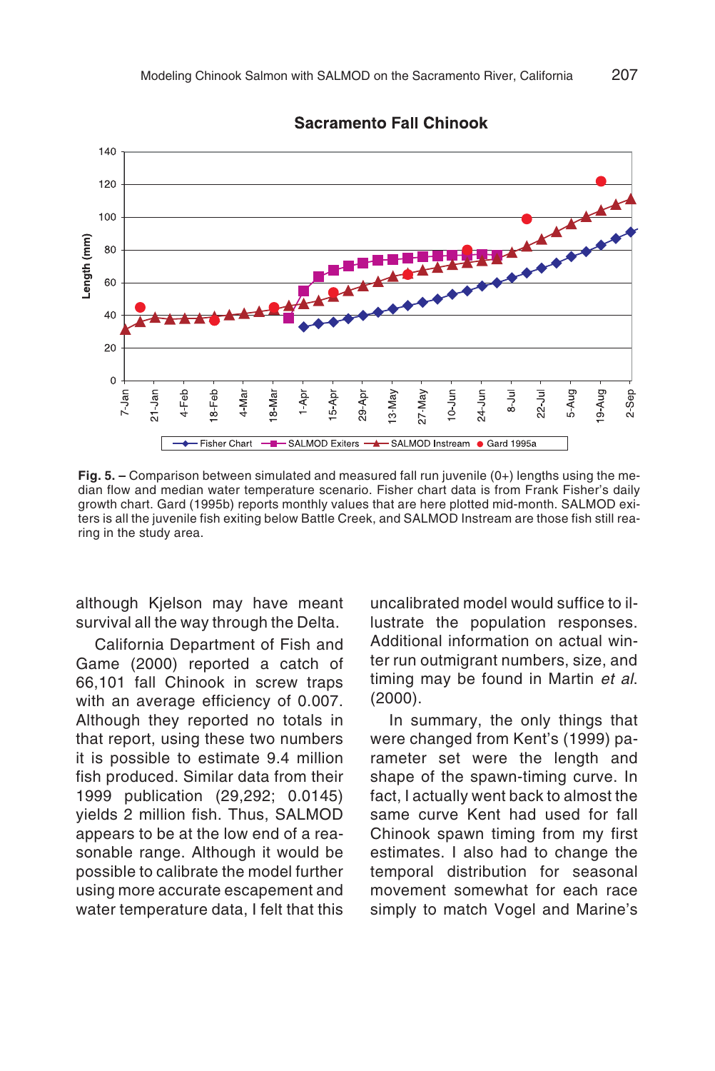**Fig. 5. –** Comparison between simulated and measured fall run juvenile (0+) lengths using the median flow and median water temperature scenario. Fisher chart data is from Frank Fisher's daily growth chart. Gard (1995b) reports monthly values that are here plotted mid-month. SALMOD exiters is all the juvenile fish exiting below Battle Creek, and SALMOD Instream are those fish still rearing in the study area.

although Kjelson may have meant survival all the way through the Delta.

California Department of Fish and Game (2000) reported a catch of 66,101 fall Chinook in screw traps with an average efficiency of 0.007. Although they reported no totals in that report, using these two numbers it is possible to estimate 9.4 million fish produced. Similar data from their 1999 publication (29,292; 0.0145) yields 2 million fish. Thus, SALMOD appears to be at the low end of a reasonable range. Although it would be possible to calibrate the model further using more accurate escapement and water temperature data, I felt that this uncalibrated model would suffice to illustrate the population responses. Additional information on actual winter run outmigrant numbers, size, and timing may be found in Martin *et al.* (2000).

In summary, the only things that were changed from Kent's (1999) parameter set were the length and shape of the spawn-timing curve. In fact, I actually went back to almost the same curve Kent had used for fall Chinook spawn timing from my first estimates. I also had to change the temporal distribution for seasonal movement somewhat for each race simply to match Vogel and Marine's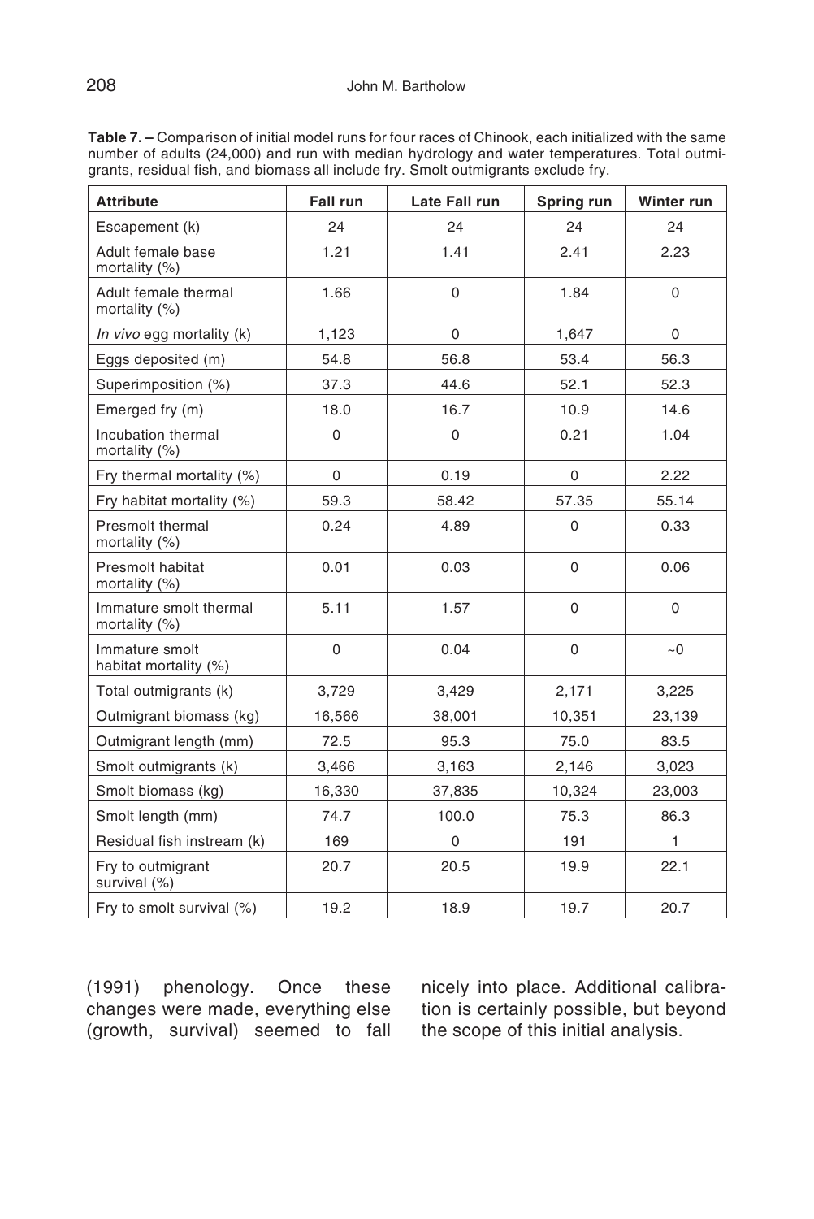**Table 7. –** Comparison of initial model runs for four races of Chinook, each initialized with the same number of adults (24,000) and run with median hydrology and water temperatures. Total outmigrants, residual fish, and biomass all include fry. Smolt outmigrants exclude fry.

| Attribute | Fall run | Late Fall run | Spring run | Winter run |
|---|---|---|---|---|
| Escapement (k) | 24 | 24 | 24 | 24 |
| Adult female base mortality (%) | 1.21 | 1.41 | 2.41 | 2.23 |
| Adult female thermal mortality (%) | 1.66 | 0 | 1.84 | 0 |
| *In vivo* egg mortality (k) | 1,123 | 0 | 1,647 | 0 |
| Eggs deposited (m) | 54.8 | 56.8 | 53.4 | 56.3 |
| Superimposition (%) | 37.3 | 44.6 | 52.1 | 52.3 |
| Emerged fry (m) | 18.0 | 16.7 | 10.9 | 14.6 |
| Incubation thermal mortality (%) | 0 | 0 | 0.21 | 1.04 |
| Fry thermal mortality (%) | 0 | 0.19 | 0 | 2.22 |
| Fry habitat mortality (%) | 59.3 | 58.42 | 57.35 | 55.14 |
| Presmolt thermal mortality (%) | 0.24 | 4.89 | 0 | 0.33 |
| Presmolt habitat mortality (%) | 0.01 | 0.03 | 0 | 0.06 |
| Immature smolt thermal mortality (%) | 5.11 | 1.57 | 0 | 0 |
| Immature smolt habitat mortality (%) | 0 | 0.04 | 0 | ~0 |
| Total outmigrants (k) | 3,729 | 3,429 | 2,171 | 3,225 |
| Outmigrant biomass (kg) | 16,566 | 38,001 | 10,351 | 23,139 |
| Outmigrant length (mm) | 72.5 | 95.3 | 75.0 | 83.5 |
| Smolt outmigrants (k) | 3,466 | 3,163 | 2,146 | 3,023 |
| Smolt biomass (kg) | 16,330 | 37,835 | 10,324 | 23,003 |
| Smolt length (mm) | 74.7 | 100.0 | 75.3 | 86.3 |
| Residual fish instream (k) | 169 | 0 | 191 | 1 |
| Fry to outmigrant survival (%) | 20.7 | 20.5 | 19.9 | 22.1 |
| Fry to smolt survival (%) | 19.2 | 18.9 | 19.7 | 20.7 |

(1991) phenology. Once these changes were made, everything else (growth, survival) seemed to fall nicely into place. Additional calibration is certainly possible, but beyond the scope of this initial analysis.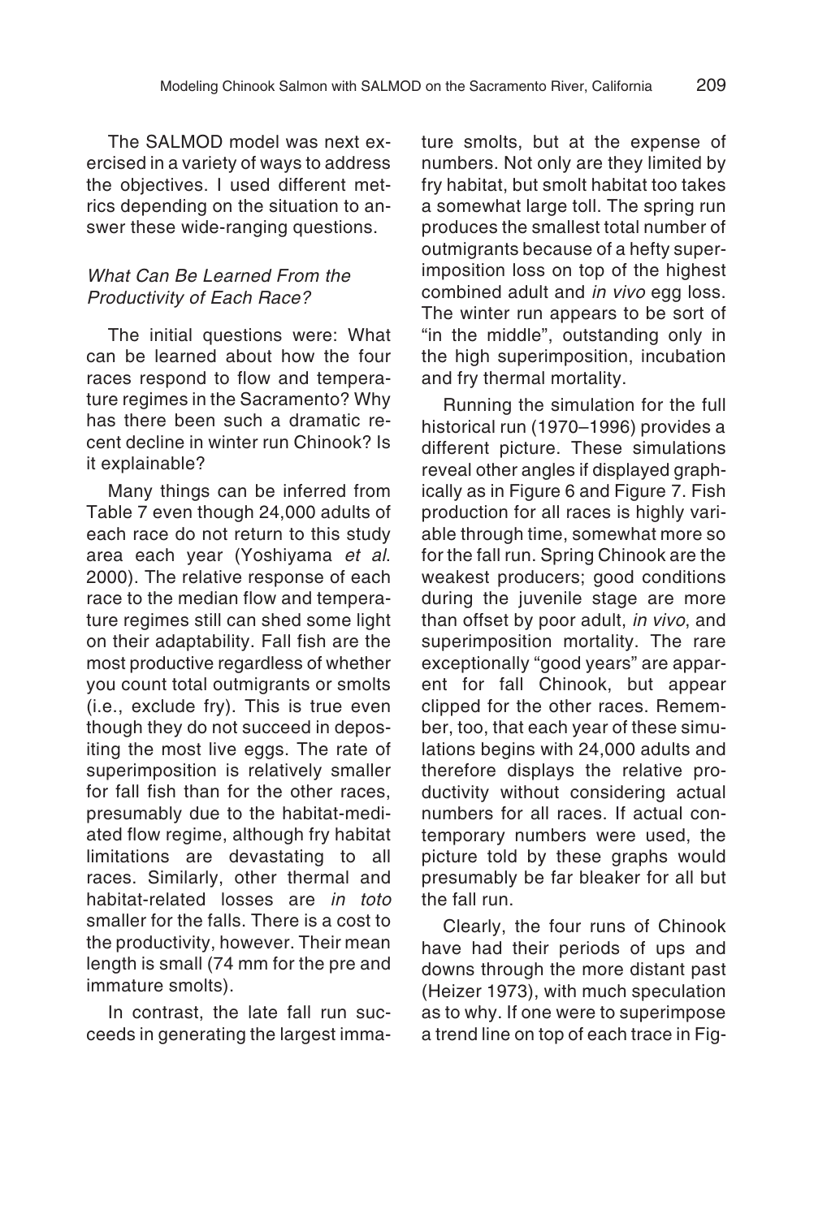The SALMOD model was next exercised in a variety of ways to address the objectives. I used different metrics depending on the situation to answer these wide-ranging questions.

### *What Can Be Learned From the Productivity of Each Race?*

The initial questions were: What can be learned about how the four races respond to flow and temperature regimes in the Sacramento? Why has there been such a dramatic recent decline in winter run Chinook? Is it explainable?

Many things can be inferred from Table 7 even though 24,000 adults of each race do not return to this study area each year (Yoshiyama *et al*. 2000). The relative response of each race to the median flow and temperature regimes still can shed some light on their adaptability. Fall fish are the most productive regardless of whether you count total outmigrants or smolts (i.e., exclude fry). This is true even though they do not succeed in depositing the most live eggs. The rate of superimposition is relatively smaller for fall fish than for the other races, presumably due to the habitat-mediated flow regime, although fry habitat limitations are devastating to all races. Similarly, other thermal and habitat-related losses are *in toto* smaller for the falls. There is a cost to the productivity, however. Their mean length is small (74 mm for the pre and immature smolts).

In contrast, the late fall run succeeds in generating the largest immature smolts, but at the expense of numbers. Not only are they limited by fry habitat, but smolt habitat too takes a somewhat large toll. The spring run produces the smallest total number of outmigrants because of a hefty superimposition loss on top of the highest combined adult and *in vivo* egg loss. The winter run appears to be sort of "in the middle", outstanding only in the high superimposition, incubation and fry thermal mortality.

Running the simulation for the full historical run (1970–1996) provides a different picture. These simulations reveal other angles if displayed graphically as in Figure 6 and Figure 7. Fish production for all races is highly variable through time, somewhat more so for the fall run. Spring Chinook are the weakest producers; good conditions during the juvenile stage are more than offset by poor adult, *in vivo*, and superimposition mortality. The rare exceptionally "good years" are apparent for fall Chinook, but appear clipped for the other races. Remember, too, that each year of these simulations begins with 24,000 adults and therefore displays the relative productivity without considering actual numbers for all races. If actual contemporary numbers were used, the picture told by these graphs would presumably be far bleaker for all but the fall run.

Clearly, the four runs of Chinook have had their periods of ups and downs through the more distant past (Heizer 1973), with much speculation as to why. If one were to superimpose a trend line on top of each trace in Fig-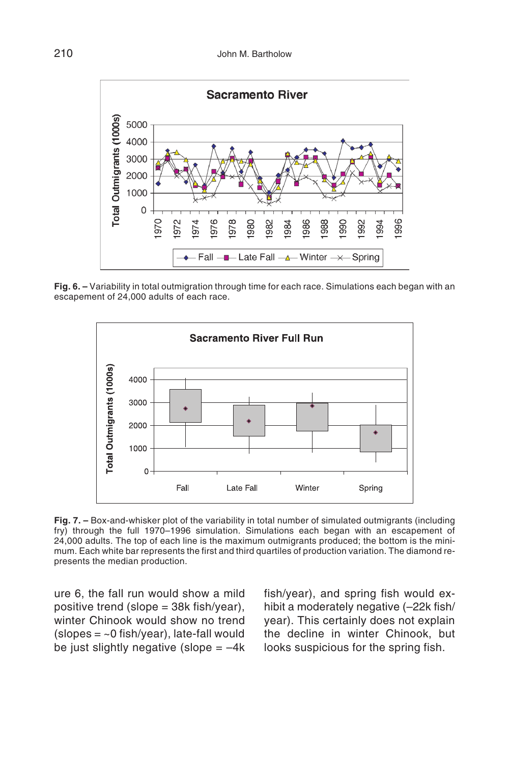**Fig. 6. –** Variability in total outmigration through time for each race. Simulations each began with an escapement of 24,000 adults of each race.

**Fig. 7. –** Box-and-whisker plot of the variability in total number of simulated outmigrants (including fry) through the full 1970–1996 simulation. Simulations each began with an escapement of 24,000 adults. The top of each line is the maximum outmigrants produced; the bottom is the minimum. Each white bar represents the first and third quartiles of production variation. The diamond represents the median production.

ure 6, the fall run would show a mild positive trend (slope = 38k fish/year), winter Chinook would show no trend (slopes = ~0 fish/year), late-fall would be just slightly negative (slope = –4k fish/year), and spring fish would exhibit a moderately negative (–22k fish/year). This certainly does not explain the decline in winter Chinook, but looks suspicious for the spring fish.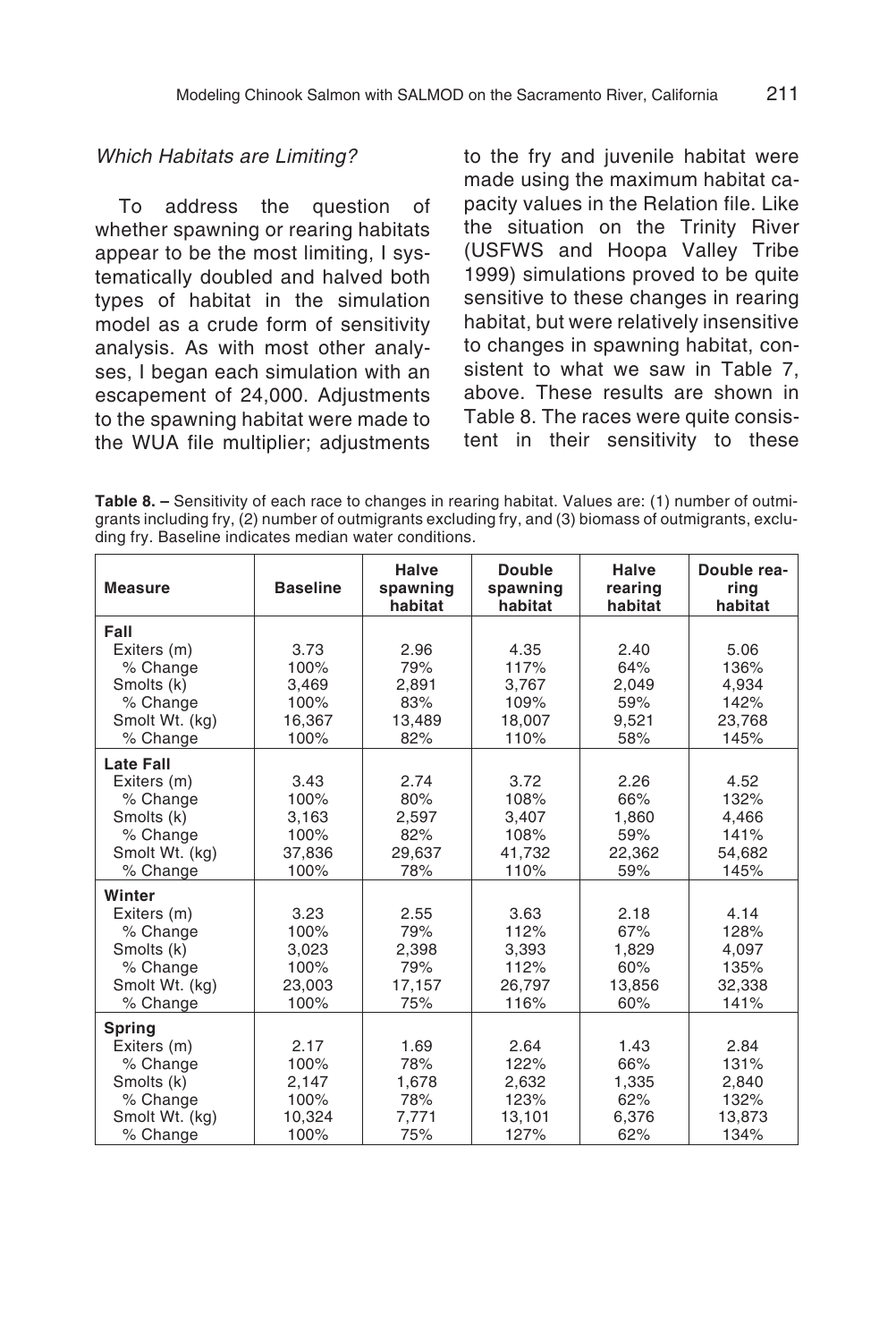### *Which Habitats are Limiting?*

To address the question of whether spawning or rearing habitats appear to be the most limiting, I systematically doubled and halved both types of habitat in the simulation model as a crude form of sensitivity analysis. As with most other analyses, I began each simulation with an escapement of 24,000. Adjustments to the spawning habitat were made to the WUA file multiplier; adjustments to the fry and juvenile habitat were made using the maximum habitat capacity values in the Relation file. Like the situation on the Trinity River (USFWS and Hoopa Valley Tribe 1999) simulations proved to be quite sensitive to these changes in rearing habitat, but were relatively insensitive to changes in spawning habitat, consistent to what we saw in Table 7, above. These results are shown in Table 8. The races were quite consistent in their sensitivity to these

**Table 8. –** Sensitivity of each race to changes in rearing habitat. Values are: (1) number of outmigrants including fry, (2) number of outmigrants excluding fry, and (3) biomass of outmigrants, excluding fry. Baseline indicates median water conditions.

| Measure | Baseline | Halve spawning habitat | Double spawning habitat | Halve rearing habitat | Double rearing habitat |
|---|---|---|---|---|---|
| **Fall** | | | | | |
| Exiters (m) | 3.73 | 2.96 | 4.35 | 2.40 | 5.06 |
| % Change | 100% | 79% | 117% | 64% | 136% |
| Smolts (k) | 3,469 | 2,891 | 3,767 | 2,049 | 4,934 |
| % Change | 100% | 83% | 109% | 59% | 142% |
| Smolt Wt. (kg) | 16,367 | 13,489 | 18,007 | 9,521 | 23,768 |
| % Change | 100% | 82% | 110% | 58% | 145% |
| **Late Fall** | | | | | |
| Exiters (m) | 3.43 | 2.74 | 3.72 | 2.26 | 4.52 |
| % Change | 100% | 80% | 108% | 66% | 132% |
| Smolts (k) | 3,163 | 2,597 | 3,407 | 1,860 | 4,466 |
| % Change | 100% | 82% | 108% | 59% | 141% |
| Smolt Wt. (kg) | 37,836 | 29,637 | 41,732 | 22,362 | 54,682 |
| % Change | 100% | 78% | 110% | 59% | 145% |
| **Winter** | | | | | |
| Exiters (m) | 3.23 | 2.55 | 3.63 | 2.18 | 4.14 |
| % Change | 100% | 79% | 112% | 67% | 128% |
| Smolts (k) | 3,023 | 2,398 | 3,393 | 1,829 | 4,097 |
| % Change | 100% | 79% | 112% | 60% | 135% |
| Smolt Wt. (kg) | 23,003 | 17,157 | 26,797 | 13,856 | 32,338 |
| % Change | 100% | 75% | 116% | 60% | 141% |
| **Spring** | | | | | |
| Exiters (m) | 2.17 | 1.69 | 2.64 | 1.43 | 2.84 |
| % Change | 100% | 78% | 122% | 66% | 131% |
| Smolts (k) | 2,147 | 1,678 | 2,632 | 1,335 | 2,840 |
| % Change | 100% | 78% | 123% | 62% | 132% |
| Smolt Wt. (kg) | 10,324 | 7,771 | 13,101 | 6,376 | 13,873 |
| % Change | 100% | 75% | 127% | 62% | 134% |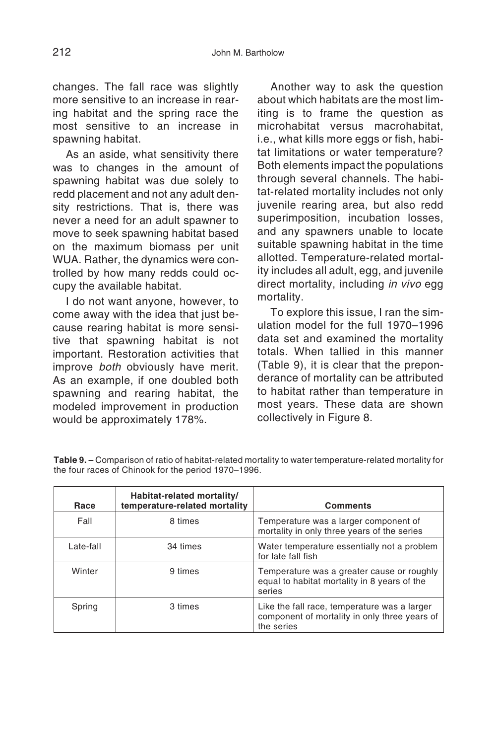changes. The fall race was slightly more sensitive to an increase in rearing habitat and the spring race the most sensitive to an increase in spawning habitat.

As an aside, what sensitivity there was to changes in the amount of spawning habitat was due solely to redd placement and not any adult density restrictions. That is, there was never a need for an adult spawner to move to seek spawning habitat based on the maximum biomass per unit WUA. Rather, the dynamics were controlled by how many redds could occupy the available habitat.

I do not want anyone, however, to come away with the idea that just because rearing habitat is more sensitive that spawning habitat is not important. Restoration activities that improve *both* obviously have merit. As an example, if one doubled both spawning and rearing habitat, the modeled improvement in production would be approximately 178%.

Another way to ask the question about which habitats are the most limiting is to frame the question as microhabitat versus macrohabitat, i.e., what kills more eggs or fish, habitat limitations or water temperature? Both elements impact the populations through several channels. The habitat-related mortality includes not only juvenile rearing area, but also redd superimposition, incubation losses, and any spawners unable to locate suitable spawning habitat in the time allotted. Temperature-related mortality includes all adult, egg, and juvenile direct mortality, including *in vivo* egg mortality.

To explore this issue, I ran the simulation model for the full 1970–1996 data set and examined the mortality totals. When tallied in this manner (Table 9), it is clear that the preponderance of mortality can be attributed to habitat rather than temperature in most years. These data are shown collectively in Figure 8.

**Table 9. –** Comparison of ratio of habitat-related mortality to water temperature-related mortality for the four races of Chinook for the period 1970–1996.

| Race | Habitat-related mortality/ temperature-related mortality | Comments |
|---|---|---|
| Fall | 8 times | Temperature was a larger component of mortality in only three years of the series |
| Late-fall | 34 times | Water temperature essentially not a problem for late fall fish |
| Winter | 9 times | Temperature was a greater cause or roughly equal to habitat mortality in 8 years of the series |
| Spring | 3 times | Like the fall race, temperature was a larger component of mortality in only three years of the series |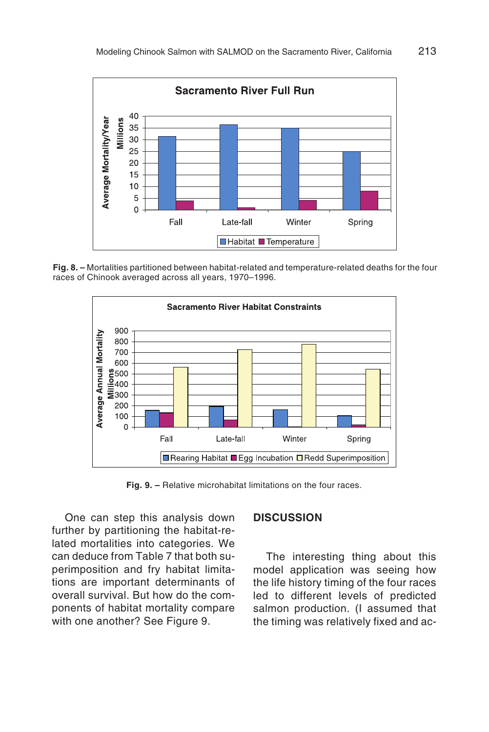Fig. 8. – Mortalities partitioned between habitat-related and temperature-related deaths for the four races of Chinook averaged across all years, 1970–1996.

Fig. 9. – Relative microhabitat limitations on the four races.

One can step this analysis down further by partitioning the habitat-related mortalities into categories. We can deduce from Table 7 that both superimposition and fry habitat limitations are important determinants of overall survival. But how do the components of habitat mortality compare with one another? See Figure 9.

## DISCUSSION

The interesting thing about this model application was seeing how the life history timing of the four races led to different levels of predicted salmon production. (I assumed that the timing was relatively fixed and ac-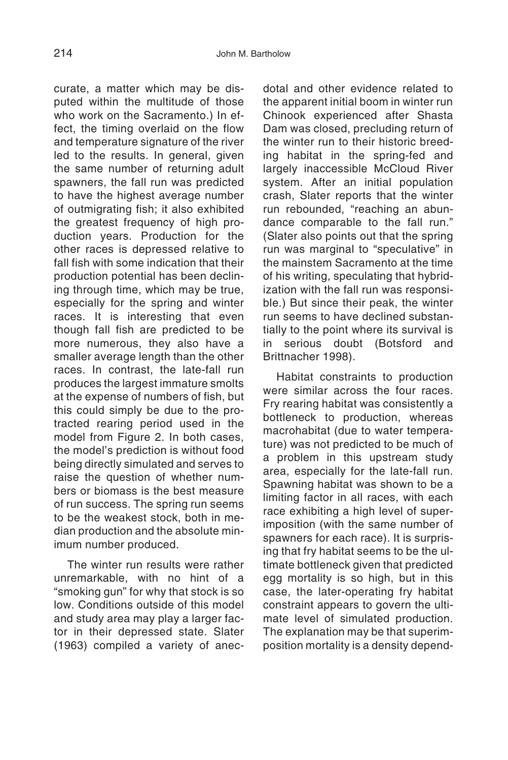curate, a matter which may be disputed within the multitude of those who work on the Sacramento.) In effect, the timing overlaid on the flow and temperature signature of the river led to the results. In general, given the same number of returning adult spawners, the fall run was predicted to have the highest average number of outmigrating fish; it also exhibited the greatest frequency of high production years. Production for the other races is depressed relative to fall fish with some indication that their production potential has been declining through time, which may be true, especially for the spring and winter races. It is interesting that even though fall fish are predicted to be more numerous, they also have a smaller average length than the other races. In contrast, the late-fall run produces the largest immature smolts at the expense of numbers of fish, but this could simply be due to the protracted rearing period used in the model from Figure 2. In both cases, the model's prediction is without food being directly simulated and serves to raise the question of whether numbers or biomass is the best measure of run success. The spring run seems to be the weakest stock, both in median production and the absolute minimum number produced.

The winter run results were rather unremarkable, with no hint of a "smoking gun" for why that stock is so low. Conditions outside of this model and study area may play a larger factor in their depressed state. Slater (1963) compiled a variety of anecdotal and other evidence related to the apparent initial boom in winter run Chinook experienced after Shasta Dam was closed, precluding return of the winter run to their historic breeding habitat in the spring-fed and largely inaccessible McCloud River system. After an initial population crash, Slater reports that the winter run rebounded, "reaching an abundance comparable to the fall run." (Slater also points out that the spring run was marginal to "speculative" in the mainstem Sacramento at the time of his writing, speculating that hybridization with the fall run was responsible.) But since their peak, the winter run seems to have declined substantially to the point where its survival is in serious doubt (Botsford and Brittnacher 1998).

Habitat constraints to production were similar across the four races. Fry rearing habitat was consistently a bottleneck to production, whereas macrohabitat (due to water temperature) was not predicted to be much of a problem in this upstream study area, especially for the late-fall run. Spawning habitat was shown to be a limiting factor in all races, with each race exhibiting a high level of superimposition (with the same number of spawners for each race). It is surprising that fry habitat seems to be the ultimate bottleneck given that predicted egg mortality is so high, but in this case, the later-operating fry habitat constraint appears to govern the ultimate level of simulated production. The explanation may be that superimposition mortality is a density depend-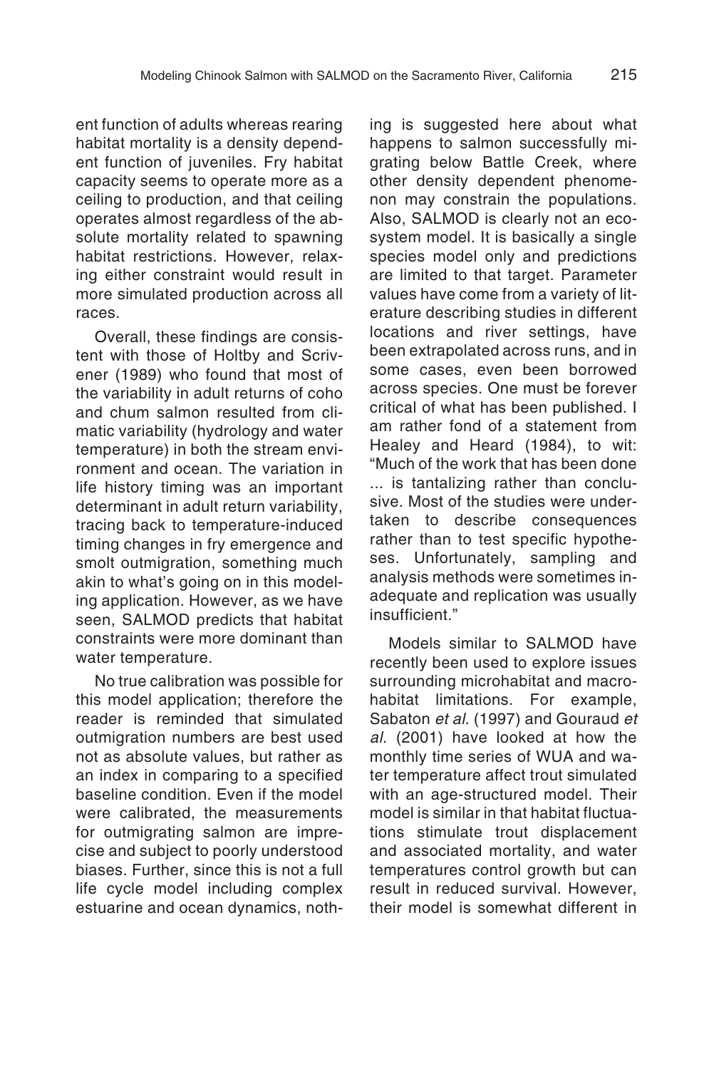ent function of adults whereas rearing habitat mortality is a density dependent function of juveniles. Fry habitat capacity seems to operate more as a ceiling to production, and that ceiling operates almost regardless of the absolute mortality related to spawning habitat restrictions. However, relaxing either constraint would result in more simulated production across all races.

Overall, these findings are consistent with those of Holtby and Scrivener (1989) who found that most of the variability in adult returns of coho and chum salmon resulted from climatic variability (hydrology and water temperature) in both the stream environment and ocean. The variation in life history timing was an important determinant in adult return variability, tracing back to temperature-induced timing changes in fry emergence and smolt outmigration, something much akin to what's going on in this modeling application. However, as we have seen, SALMOD predicts that habitat constraints were more dominant than water temperature.

No true calibration was possible for this model application; therefore the reader is reminded that simulated outmigration numbers are best used not as absolute values, but rather as an index in comparing to a specified baseline condition. Even if the model were calibrated, the measurements for outmigrating salmon are imprecise and subject to poorly understood biases. Further, since this is not a full life cycle model including complex estuarine and ocean dynamics, nothing is suggested here about what happens to salmon successfully migrating below Battle Creek, where other density dependent phenomenon may constrain the populations. Also, SALMOD is clearly not an ecosystem model. It is basically a single species model only and predictions are limited to that target. Parameter values have come from a variety of literature describing studies in different locations and river settings, have been extrapolated across runs, and in some cases, even been borrowed across species. One must be forever critical of what has been published. I am rather fond of a statement from Healey and Heard (1984), to wit: "Much of the work that has been done ... is tantalizing rather than conclusive. Most of the studies were undertaken to describe consequences rather than to test specific hypotheses. Unfortunately, sampling and analysis methods were sometimes inadequate and replication was usually insufficient."

Models similar to SALMOD have recently been used to explore issues surrounding microhabitat and macrohabitat limitations. For example, Sabaton *et al*. (1997) and Gouraud *et al*. (2001) have looked at how the monthly time series of WUA and water temperature affect trout simulated with an age-structured model. Their model is similar in that habitat fluctuations stimulate trout displacement and associated mortality, and water temperatures control growth but can result in reduced survival. However, their model is somewhat different in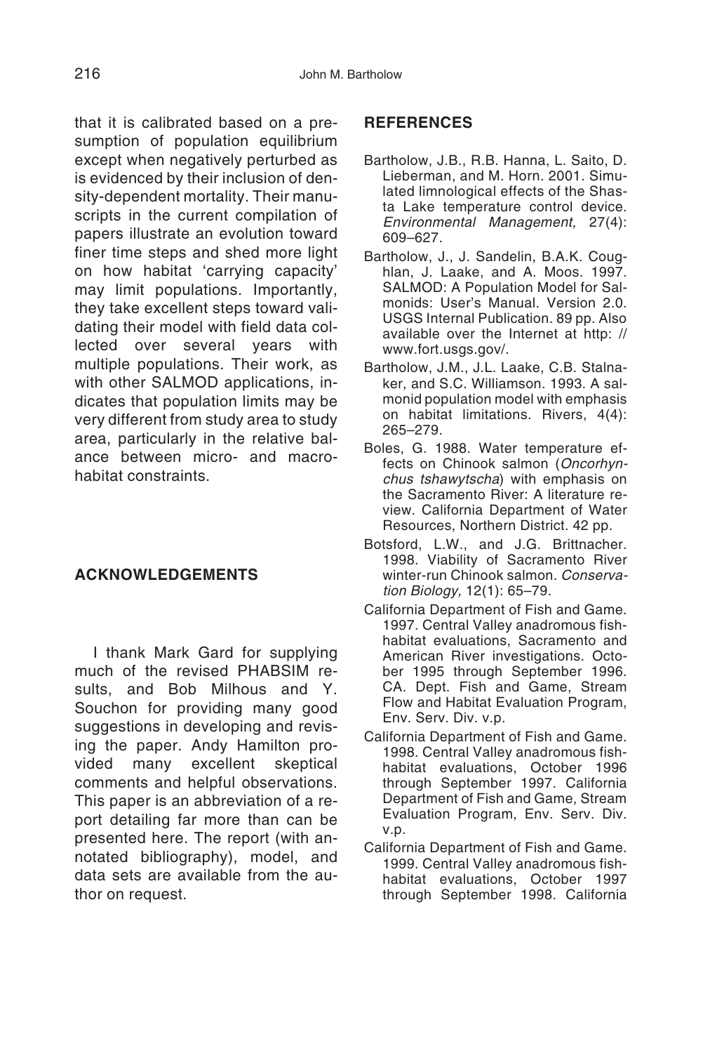that it is calibrated based on a presumption of population equilibrium except when negatively perturbed as is evidenced by their inclusion of density-dependent mortality. Their manuscripts in the current compilation of papers illustrate an evolution toward finer time steps and shed more light on how habitat 'carrying capacity' may limit populations. Importantly, they take excellent steps toward validating their model with field data collected over several years with multiple populations. Their work, as with other SALMOD applications, indicates that population limits may be very different from study area to study area, particularly in the relative balance between micro- and macrohabitat constraints.

## ACKNOWLEDGEMENTS

I thank Mark Gard for supplying much of the revised PHABSIM results, and Bob Milhous and Y. Souchon for providing many good suggestions in developing and revising the paper. Andy Hamilton provided many excellent skeptical comments and helpful observations. This paper is an abbreviation of a report detailing far more than can be presented here. The report (with annotated bibliography), model, and data sets are available from the author on request.

## REFERENCES

Bartholow, J.B., R.B. Hanna, L. Saito, D. Lieberman, and M. Horn. 2001. Simulated limnological effects of the Shasta Lake temperature control device. *Environmental Management,* 27(4): 609–627.

Bartholow, J., J. Sandelin, B.A.K. Coughlan, J. Laake, and A. Moos. 1997. SALMOD: A Population Model for Salmonids: User's Manual. Version 2.0. USGS Internal Publication. 89 pp. Also available over the Internet at http: // www.fort.usgs.gov/.

Bartholow, J.M., J.L. Laake, C.B. Stalnaker, and S.C. Williamson. 1993. A salmonid population model with emphasis on habitat limitations. Rivers, 4(4): 265–279.

Boles, G. 1988. Water temperature effects on Chinook salmon (*Oncorhynchus tshawytscha*) with emphasis on the Sacramento River: A literature review. California Department of Water Resources, Northern District. 42 pp.

Botsford, L.W., and J.G. Brittnacher. 1998. Viability of Sacramento River winter-run Chinook salmon. *Conservation Biology,* 12(1): 65–79.

California Department of Fish and Game. 1997. Central Valley anadromous fish-habitat evaluations, Sacramento and American River investigations. October 1995 through September 1996. CA. Dept. Fish and Game, Stream Flow and Habitat Evaluation Program, Env. Serv. Div. v.p.

California Department of Fish and Game. 1998. Central Valley anadromous fish-habitat evaluations, October 1996 through September 1997. California Department of Fish and Game, Stream Evaluation Program, Env. Serv. Div. v.p.

California Department of Fish and Game. 1999. Central Valley anadromous fish-habitat evaluations, October 1997 through September 1998. California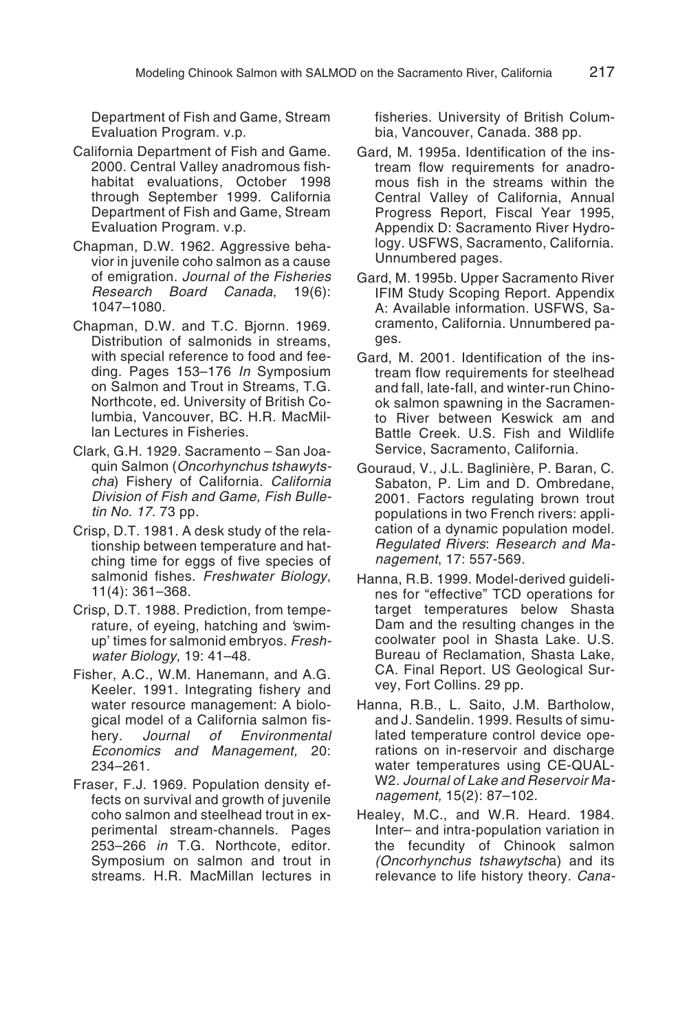Department of Fish and Game, Stream Evaluation Program. v.p.

California Department of Fish and Game. 2000. Central Valley anadromous fish-habitat evaluations, October 1998 through September 1999. California Department of Fish and Game, Stream Evaluation Program. v.p.

Chapman, D.W. 1962. Aggressive behavior in juvenile coho salmon as a cause of emigration. *Journal of the Fisheries Research Board Canada*, 19(6): 1047–1080.

Chapman, D.W. and T.C. Bjornn. 1969. Distribution of salmonids in streams, with special reference to food and feeding. Pages 153–176 *In* Symposium on Salmon and Trout in Streams, T.G. Northcote, ed. University of British Columbia, Vancouver, BC. H.R. MacMillan Lectures in Fisheries.

Clark, G.H. 1929. Sacramento – San Joaquin Salmon (*Oncorhynchus tshawytscha*) Fishery of California. *California Division of Fish and Game, Fish Bulletin No. 17*. 73 pp.

Crisp, D.T. 1981. A desk study of the relationship between temperature and hatching time for eggs of five species of salmonid fishes. *Freshwater Biology,* 11(4): 361–368.

Crisp, D.T. 1988. Prediction, from temperature, of eyeing, hatching and 'swim-up' times for salmonid embryos. *Freshwater Biology*, 19: 41–48.

Fisher, A.C., W.M. Hanemann, and A.G. Keeler. 1991. Integrating fishery and water resource management: A biological model of a California salmon fishery. *Journal of Environmental Economics and Management,* 20: 234–261.

Fraser, F.J. 1969. Population density effects on survival and growth of juvenile coho salmon and steelhead trout in experimental stream-channels. Pages 253–266 *in* T.G. Northcote, editor. Symposium on salmon and trout in streams. H.R. MacMillan lectures in fisheries. University of British Columbia, Vancouver, Canada. 388 pp.

Gard, M. 1995a. Identification of the instream flow requirements for anadromous fish in the streams within the Central Valley of California, Annual Progress Report, Fiscal Year 1995, Appendix D: Sacramento River Hydrology. USFWS, Sacramento, California. Unnumbered pages.

Gard, M. 1995b. Upper Sacramento River IFIM Study Scoping Report. Appendix A: Available information. USFWS, Sacramento, California. Unnumbered pages.

Gard, M. 2001. Identification of the instream flow requirements for steelhead and fall, late-fall, and winter-run Chinook salmon spawning in the Sacramento River between Keswick am and Battle Creek. U.S. Fish and Wildlife Service, Sacramento, California.

Gouraud, V., J.L. Baglinière, P. Baran, C. Sabaton, P. Lim and D. Ombredane, 2001. Factors regulating brown trout populations in two French rivers: application of a dynamic population model. *Regulated Rivers*: *Research and Management*, 17: 557-569.

Hanna, R.B. 1999. Model-derived guidelines for "effective" TCD operations for target temperatures below Shasta Dam and the resulting changes in the coolwater pool in Shasta Lake. U.S. Bureau of Reclamation, Shasta Lake, CA. Final Report. US Geological Survey, Fort Collins. 29 pp.

Hanna, R.B., L. Saito, J.M. Bartholow, and J. Sandelin. 1999. Results of simulated temperature control device operations on in-reservoir and discharge water temperatures using CE-QUAL-W2. *Journal of Lake and Reservoir Management,* 15(2): 87–102.

Healey, M.C., and W.R. Heard. 1984. Inter– and intra-population variation in the fecundity of Chinook salmon *(Oncorhynchus tshawytscha*) and its relevance to life history theory. *Cana-*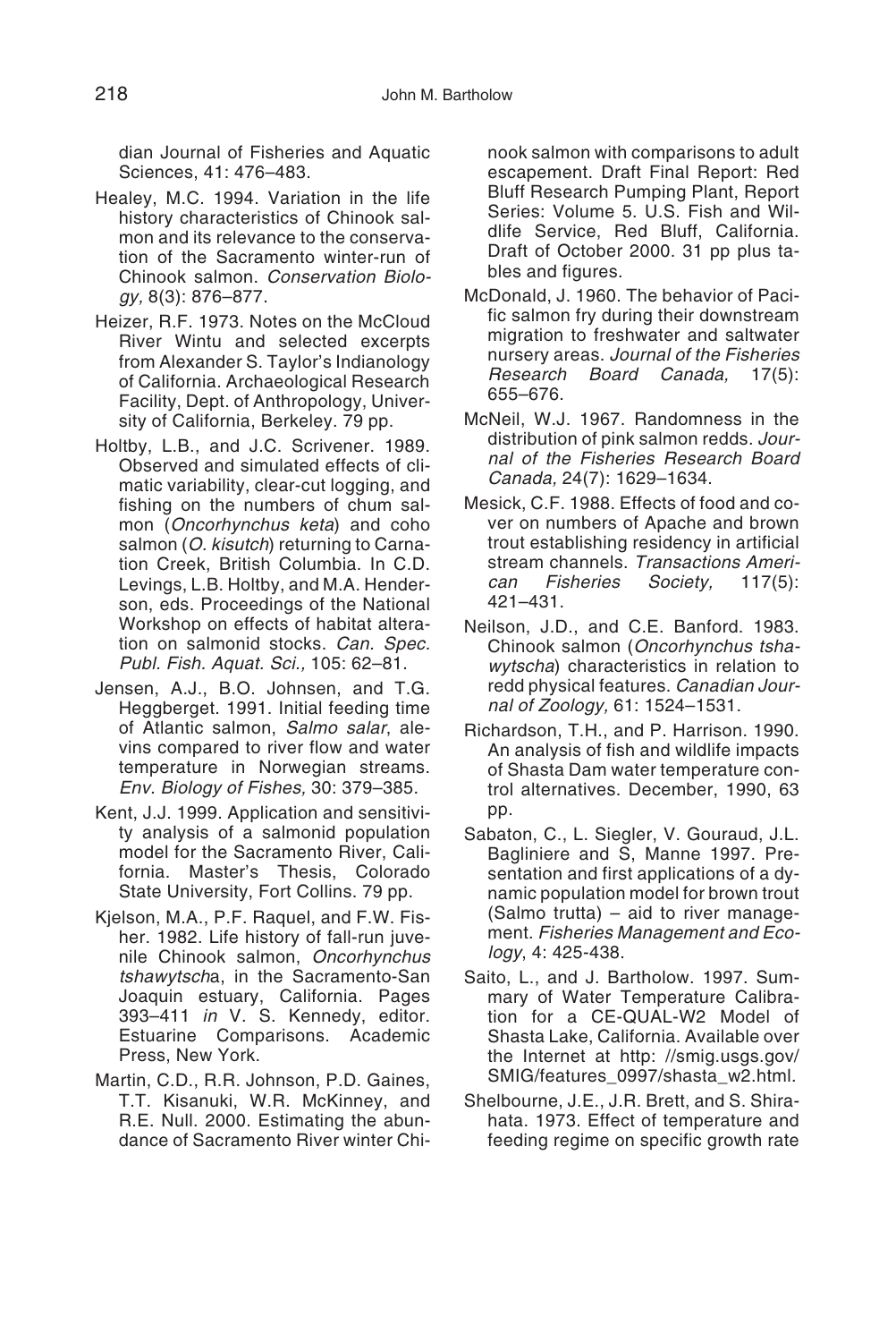dian Journal of Fisheries and Aquatic Sciences, 41: 476–483.

Healey, M.C. 1994. Variation in the life history characteristics of Chinook salmon and its relevance to the conservation of the Sacramento winter-run of Chinook salmon. *Conservation Biology,* 8(3): 876–877.

Heizer, R.F. 1973. Notes on the McCloud River Wintu and selected excerpts from Alexander S. Taylor's Indianology of California. Archaeological Research Facility, Dept. of Anthropology, University of California, Berkeley. 79 pp.

Holtby, L.B., and J.C. Scrivener. 1989. Observed and simulated effects of climatic variability, clear-cut logging, and fishing on the numbers of chum salmon (*Oncorhynchus keta*) and coho salmon (*O. kisutch*) returning to Carnation Creek, British Columbia. In C.D. Levings, L.B. Holtby, and M.A. Henderson, eds. Proceedings of the National Workshop on effects of habitat alteration on salmonid stocks. *Can. Spec. Publ. Fish. Aquat. Sci.,* 105: 62–81.

Jensen, A.J., B.O. Johnsen, and T.G. Heggberget. 1991. Initial feeding time of Atlantic salmon, *Salmo salar*, alevins compared to river flow and water temperature in Norwegian streams. *Env. Biology of Fishes,* 30: 379–385.

Kent, J.J. 1999. Application and sensitivity analysis of a salmonid population model for the Sacramento River, California. Master's Thesis, Colorado State University, Fort Collins. 79 pp.

Kjelson, M.A., P.F. Raquel, and F.W. Fisher. 1982. Life history of fall-run juvenile Chinook salmon, *Oncorhynchus tshawytsch*a, in the Sacramento-San Joaquin estuary, California. Pages 393–411 *in* V. S. Kennedy, editor. Estuarine Comparisons. Academic Press, New York.

Martin, C.D., R.R. Johnson, P.D. Gaines, T.T. Kisanuki, W.R. McKinney, and R.E. Null. 2000. Estimating the abundance of Sacramento River winter Chinook salmon with comparisons to adult escapement. Draft Final Report: Red Bluff Research Pumping Plant, Report Series: Volume 5. U.S. Fish and Wildlife Service, Red Bluff, California. Draft of October 2000. 31 pp plus tables and figures.

McDonald, J. 1960. The behavior of Pacific salmon fry during their downstream migration to freshwater and saltwater nursery areas. *Journal of the Fisheries Research Board Canada,* 17(5): 655–676.

McNeil, W.J. 1967. Randomness in the distribution of pink salmon redds. *Journal of the Fisheries Research Board Canada,* 24(7): 1629–1634.

Mesick, C.F. 1988. Effects of food and cover on numbers of Apache and brown trout establishing residency in artificial stream channels. *Transactions American Fisheries Society,* 117(5): 421–431.

Neilson, J.D., and C.E. Banford. 1983. Chinook salmon (*Oncorhynchus tshawytscha*) characteristics in relation to redd physical features. *Canadian Journal of Zoology,* 61: 1524–1531.

Richardson, T.H., and P. Harrison. 1990. An analysis of fish and wildlife impacts of Shasta Dam water temperature control alternatives. December, 1990, 63 pp.

Sabaton, C., L. Siegler, V. Gouraud, J.L. Bagliniere and S, Manne 1997. Presentation and first applications of a dynamic population model for brown trout (Salmo trutta) – aid to river management. *Fisheries Management and Ecology*, 4: 425-438.

Saito, L., and J. Bartholow. 1997. Summary of Water Temperature Calibration for a CE-QUAL-W2 Model of Shasta Lake, California. Available over the Internet at http: //smig.usgs.gov/SMIG/features_0997/shasta_w2.html.

Shelbourne, J.E., J.R. Brett, and S. Shirahata. 1973. Effect of temperature and feeding regime on specific growth rate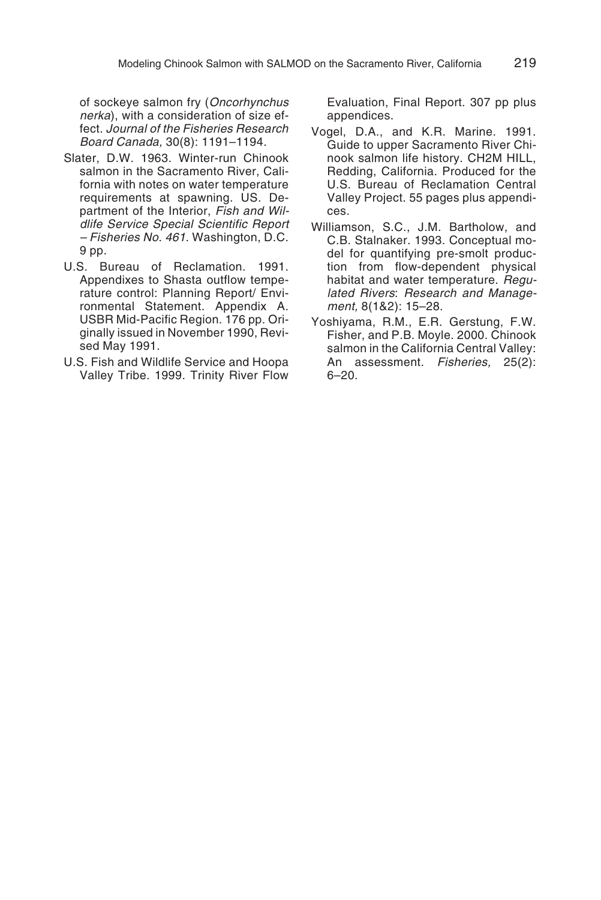of sockeye salmon fry (*Oncorhynchus nerka*), with a consideration of size effect. *Journal of the Fisheries Research Board Canada,* 30(8): 1191–1194.

Slater, D.W. 1963. Winter-run Chinook salmon in the Sacramento River, California with notes on water temperature requirements at spawning. US. Department of the Interior, *Fish and Wildlife Service Special Scientific Report – Fisheries No. 461*. Washington, D.C. 9 pp.

U.S. Bureau of Reclamation. 1991. Appendixes to Shasta outflow temperature control: Planning Report/ Environmental Statement. Appendix A. USBR Mid-Pacific Region. 176 pp. Originally issued in November 1990, Revised May 1991.

U.S. Fish and Wildlife Service and Hoopa Valley Tribe. 1999. Trinity River Flow Evaluation, Final Report. 307 pp plus appendices.

Vogel, D.A., and K.R. Marine. 1991. Guide to upper Sacramento River Chinook salmon life history. CH2M HILL, Redding, California. Produced for the U.S. Bureau of Reclamation Central Valley Project. 55 pages plus appendices.

Williamson, S.C., J.M. Bartholow, and C.B. Stalnaker. 1993. Conceptual model for quantifying pre-smolt production from flow-dependent physical habitat and water temperature. *Regulated Rivers*: *Research and Management,* 8(1&2): 15–28.

Yoshiyama, R.M., E.R. Gerstung, F.W. Fisher, and P.B. Moyle. 2000. Chinook salmon in the California Central Valley: An assessment. *Fisheries,* 25(2): 6–20.